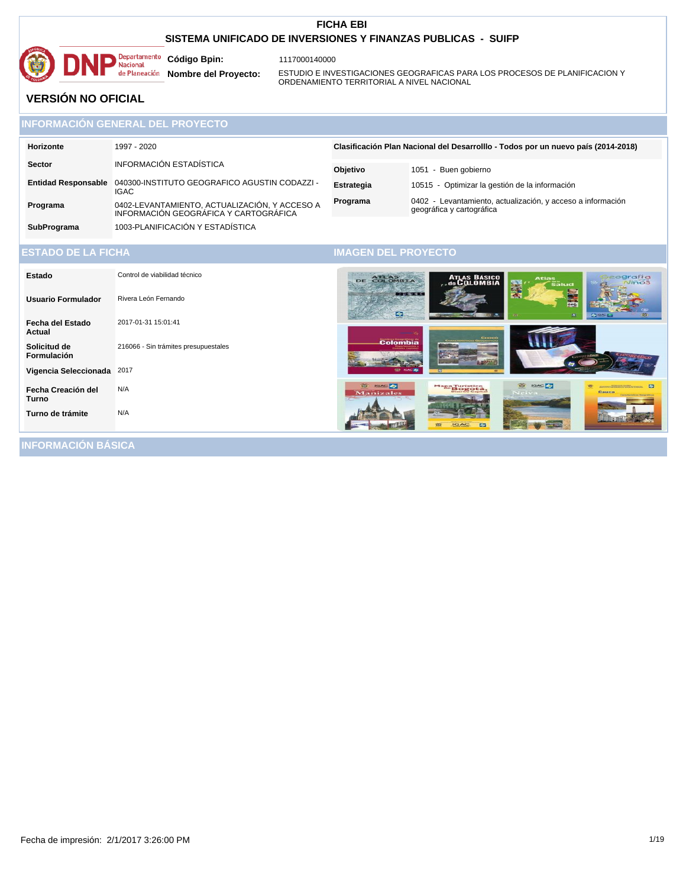# FICHA EBI

## SISTEMA UNIFICADO DE INVERSIONES Y FINANZAS PUBLICAS - SUIFP

**Código Bpin:** 1117000140000

**Nombre del Proyecto:** ESTUDIO E INVESTIGACIONES GEOGRAFICAS PARA LOS PROCESOS DE PLANIFICACION Y ORDENAMIENTO TERRITORIAL A NIVEL NACIONAL

## VERSIÓN NO OFICIAL

## INFORMACIÓN GENERAL DEL PROYECTO

| | |
|---|---|
| **Horizonte** | 1997 - 2020 |
| **Sector** | INFORMACIÓN ESTADÍSTICA |
| **Entidad Responsable** | 040300-INSTITUTO GEOGRAFICO AGUSTIN CODAZZI - IGAC |
| **Programa** | 0402-LEVANTAMIENTO, ACTUALIZACIÓN, Y ACCESO A INFORMACIÓN GEOGRÁFICA Y CARTOGRÁFICA |
| **SubPrograma** | 1003-PLANIFICACIÓN Y ESTADÍSTICA |

**Clasificación Plan Nacional del Desarrolllo - Todos por un nuevo país (2014-2018)**

| | |
|---|---|
| **Objetivo** | 1051 - Buen gobierno |
| **Estrategia** | 10515 - Optimizar la gestión de la información |
| **Programa** | 0402 - Levantamiento, actualización, y acceso a información geográfica y cartográfica |

## ESTADO DE LA FICHA

| | |
|---|---|
| **Estado** | Control de viabilidad técnico |
| **Usuario Formulador** | Rivera León Fernando |
| **Fecha del Estado Actual** | 2017-01-31 15:01:41 |
| **Solicitud de Formulación** | 216066 - Sin trámites presupuestales |
| **Vigencia Seleccionada** | 2017 |
| **Fecha Creación del Turno** | N/A |
| **Turno de trámite** | N/A |

## IMAGEN DEL PROYECTO

## INFORMACIÓN BÁSICA

Fecha de impresión: 2/1/2017 3:26:00 PM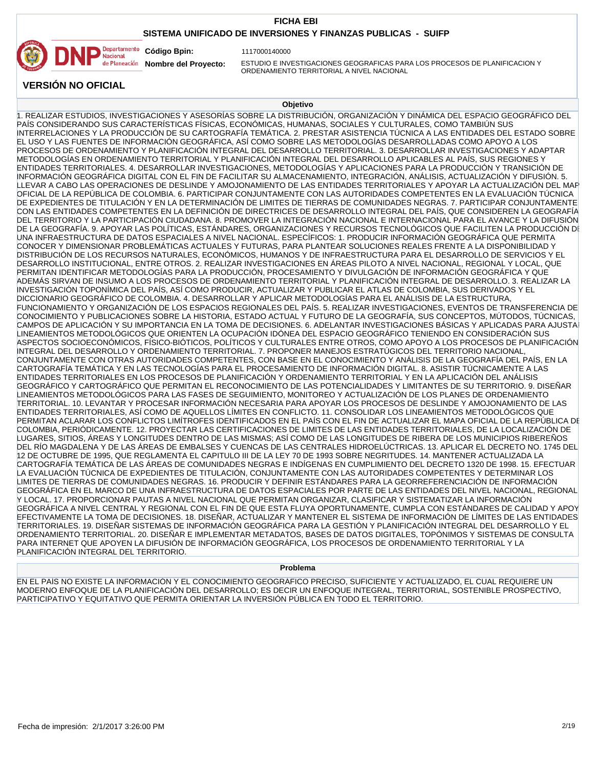# FICHA EBI

## SISTEMA UNIFICADO DE INVERSIONES Y FINANZAS PUBLICAS - SUIFP

**Código Bpin:** 1117000140000

**Nombre del Proyecto:** ESTUDIO E INVESTIGACIONES GEOGRAFICAS PARA LOS PROCESOS DE PLANIFICACION Y ORDENAMIENTO TERRITORIAL A NIVEL NACIONAL

## VERSIÓN NO OFICIAL

### Objetivo

1. REALIZAR ESTUDIOS, INVESTIGACIONES Y ASESORÍAS SOBRE LA DISTRIBUCIÓN, ORGANIZACIÓN Y DINÁMICA DEL ESPACIO GEOGRÁFICO DEL PAÍS CONSIDERANDO SUS CARACTERÍSTICAS FÍSICAS, ECONÓMICAS, HUMANAS, SOCIALES Y CULTURALES, COMO TAMBIÚN SUS INTERRELACIONES Y LA PRODUCCIÓN DE SU CARTOGRAFÍA TEMÁTICA. 2. PRESTAR ASISTENCIA TÚCNICA A LAS ENTIDADES DEL ESTADO SOBRE EL USO Y LAS FUENTES DE INFORMACIÓN GEOGRÁFICA, ASÍ COMO SOBRE LAS METODOLOGÍAS DESARROLLADAS COMO APOYO A LOS PROCESOS DE ORDENAMIENTO Y PLANIFICACIÓN INTEGRAL DEL DESARROLLO TERRITORIAL. 3. DESARROLLAR INVESTIGACIONES Y ADAPTAR METODOLOGÍAS EN ORDENAMIENTO TERRITORIAL Y PLANIFICACIÓN INTEGRAL DEL DESARROLLO APLICABLES AL PAÍS, SUS REGIONES Y ENTIDADES TERRITORIALES. 4. DESARROLLAR INVESTIGACIONES, METODOLOGÍAS Y APLICACIONES PARA LA PRODUCCIÓN Y TRANSICIÓN DE INFORMACIÓN GEOGRÁFICA DIGITAL CON EL FIN DE FACILITAR SU ALMACENAMIENTO, INTEGRACIÓN, ANÁLISIS, ACTUALIZACIÓN Y DIFUSIÓN. 5. LLEVAR A CABO LAS OPERACIONES DE DESLINDE Y AMOJONAMIENTO DE LAS ENTIDADES TERRITORIALES Y APOYAR LA ACTUALIZACIÓN DEL MAP OFICIAL DE LA REPÚBLICA DE COLOMBIA. 6. PARTICIPAR CONJUNTAMENTE CON LAS AUTORIDADES COMPETENTES EN LA EVALUACIÓN TÚCNICA DE EXPEDIENTES DE TITULACIÓN Y EN LA DETERMINACIÓN DE LIMITES DE TIERRAS DE COMUNIDADES NEGRAS. 7. PARTICIPAR CONJUNTAMENTE CON LAS ENTIDADES COMPETENTES EN LA DEFINICIÓN DE DIRECTRICES DE DESARROLLO INTEGRAL DEL PAÍS, QUE CONSIDEREN LA GEOGRAFÍA DEL TERRITORIO Y LA PARTICIPACIÓN CIUDADANA. 8. PROMOVER LA INTEGRACIÓN NACIONAL E INTERNACIONAL PARA EL AVANCE Y LA DIFUSIÓN DE LA GEOGRAFÍA. 9. APOYAR LAS POLÍTICAS, ESTÁNDARES, ORGANIZACIONES Y RECURSOS TECNOLÓGICOS QUE FACILITEN LA PRODUCCIÓN DE UNA INFRAESTRUCTURA DE DATOS ESPACIALES A NIVEL NACIONAL. ESPECÍFICOS: 1. PRODUCIR INFORMACIÓN GEOGRÁFICA QUE PERMITA CONOCER Y DIMENSIONAR PROBLEMÁTICAS ACTUALES Y FUTURAS, PARA PLANTEAR SOLUCIONES REALES FRENTE A LA DISPONIBILIDAD Y DISTRIBUCIÓN DE LOS RECURSOS NATURALES, ECONÓMICOS, HUMANOS Y DE INFRAESTRUCTURA PARA EL DESARROLLO DE SERVICIOS Y EL DESARROLLO INSTITUCIONAL, ENTRE OTROS. 2. REALIZAR INVESTIGACIONES EN ÁREAS PILOTO A NIVEL NACIONAL, REGIONAL Y LOCAL, QUE PERMITAN IDENTIFICAR METODOLOGÍAS PARA LA PRODUCCIÓN, PROCESAMIENTO Y DIVULGACIÓN DE INFORMACIÓN GEOGRÁFICA Y QUE ADEMÁS SIRVAN DE INSUMO A LOS PROCESOS DE ORDENAMIENTO TERRITORIAL Y PLANIFICACIÓN INTEGRAL DE DESARROLLO. 3. REALIZAR LA INVESTIGACIÓN TOPONÍMICA DEL PAÍS, ASÍ COMO PRODUCIR, ACTUALIZAR Y PUBLICAR EL ATLAS DE COLOMBIA, SUS DERIVADOS Y EL DICCIONARIO GEOGRÁFICO DE COLOMBIA. 4. DESARROLLAR Y APLICAR METODOLOGÍAS PARA EL ANÁLISIS DE LA ESTRUCTURA, FUNCIONAMIENTO Y ORGANIZACIÓN DE LOS ESPACIOS REGIONALES DEL PAÍS. 5. REALIZAR INVESTIGACIONES, EVENTOS DE TRANSFERENCIA DE CONOCIMIENTO Y PUBLICACIONES SOBRE LA HISTORIA, ESTADO ACTUAL Y FUTURO DE LA GEOGRAFÍA, SUS CONCEPTOS, MÚTODOS, TÚCNICAS, CAMPOS DE APLICACIÓN Y SU IMPORTANCIA EN LA TOMA DE DECISIONES. 6. ADELANTAR INVESTIGACIONES BÁSICAS Y APLICADAS PARA AJUSTAR LINEAMIENTOS METODOLÓGICOS QUE ORIENTEN LA OCUPACIÓN IDÓNEA DEL ESPACIO GEOGRÁFICO TENIENDO EN CONSIDERACIÓN SUS ASPECTOS SOCIOECONÓMICOS, FÍSICO-BIÓTICOS, POLÍTICOS Y CULTURALES ENTRE OTROS, COMO APOYO A LOS PROCESOS DE PLANIFICACIÓN INTEGRAL DEL DESARROLLO Y ORDENAMIENTO TERRITORIAL. 7. PROPONER MANEJOS ESTRATÚGICOS DEL TERRITORIO NACIONAL, CONJUNTAMENTE CON OTRAS AUTORIDADES COMPETENTES, CON BASE EN EL CONOCIMIENTO Y ANÁLISIS DE LA GEOGRAFÍA DEL PAÍS, EN LA CARTOGRAFÍA TEMÁTICA Y EN LAS TECNOLOGÍAS PARA EL PROCESAMIENTO DE INFORMACIÓN DIGITAL. 8. ASISTIR TÚCNICAMENTE A LAS ENTIDADES TERRITORIALES EN LOS PROCESOS DE PLANIFICACIÓN Y ORDENAMIENTO TERRITORIAL Y EN LA APLICACIÓN DEL ANÁLISIS GEOGRÁFICO Y CARTOGRÁFICO QUE PERMITAN EL RECONOCIMIENTO DE LAS POTENCIALIDADES Y LIMITANTES DE SU TERRITORIO. 9. DISEÑAR LINEAMIENTOS METODOLÓGICOS PARA LAS FASES DE SEGUIMIENTO, MONITOREO Y ACTUALIZACIÓN DE LOS PLANES DE ORDENAMIENTO TERRITORIAL. 10. LEVANTAR Y PROCESAR INFORMACIÓN NECESARIA PARA APOYAR LOS PROCESOS DE DESLINDE Y AMOJONAMIENTO DE LAS ENTIDADES TERRITORIALES, ASÍ COMO DE AQUELLOS LÍMITES EN CONFLICTO. 11. CONSOLIDAR LOS LINEAMIENTOS METODOLÓGICOS QUE PERMITAN ACLARAR LOS CONFLICTOS LIMÍTROFES IDENTIFICADOS EN EL PAÍS CON EL FIN DE ACTUALIZAR EL MAPA OFICIAL DE LA REPÚBLICA DE COLOMBIA, PERIÓDICAMENTE. 12. PROYECTAR LAS CERTIFICACIONES DE LIMITES DE LAS ENTIDADES TERRITORIALES, DE LA LOCALIZACIÓN DE LUGARES, SITIOS, ÁREAS Y LONGITUDES DENTRO DE LAS MISMAS; ASÍ COMO DE LAS LONGITUDES DE RIBERA DE LOS MUNICIPIOS RIBEREÑOS DEL RÍO MAGDALENA Y DE LAS ÁREAS DE EMBALSES Y CUENCAS DE LAS CENTRALES HIDROELÚCTRICAS. 13. APLICAR EL DECRETO NO. 1745 DEL 12 DE OCTUBRE DE 1995, QUE REGLAMENTA EL CAPITULO III DE LA LEY 70 DE 1993 SOBRE NEGRITUDES. 14. MANTENER ACTUALIZADA LA CARTOGRAFÍA TEMÁTICA DE LAS ÁREAS DE COMUNIDADES NEGRAS E INDÍGENAS EN CUMPLIMIENTO DEL DECRETO 1320 DE 1998. 15. EFECTUAR LA EVALUACIÓN TÚCNICA DE EXPEDIENTES DE TITULACIÓN, CONJUNTAMENTE CON LAS AUTORIDADES COMPETENTES Y DETERMINAR LOS LIMITES DE TIERRAS DE COMUNIDADES NEGRAS. 16. PRODUCIR Y DEFINIR ESTÁNDARES PARA LA GEORREFERENCIACIÓN DE INFORMACIÓN GEOGRÁFICA EN EL MARCO DE UNA INFRAESTRUCTURA DE DATOS ESPACIALES POR PARTE DE LAS ENTIDADES DEL NIVEL NACIONAL, REGIONAL Y LOCAL. 17. PROPORCIONAR PAUTAS A NIVEL NACIONAL QUE PERMITAN ORGANIZAR, CLASIFICAR Y SISTEMATIZAR LA INFORMACIÓN GEOGRÁFICA A NIVEL CENTRAL Y REGIONAL CON EL FIN DE QUE ESTA FLUYA OPORTUNAMENTE, CUMPLA CON ESTÁNDARES DE CALIDAD Y APOY EFECTIVAMENTE LA TOMA DE DECISIONES. 18. DISEÑAR, ACTUALIZAR Y MANTENER EL SISTEMA DE INFORMACIÓN DE LÍMITES DE LAS ENTIDADES TERRITORIALES. 19. DISEÑAR SISTEMAS DE INFORMACIÓN GEOGRÁFICA PARA LA GESTIÓN Y PLANIFICACIÓN INTEGRAL DEL DESARROLLO Y EL ORDENAMIENTO TERRITORIAL. 20. DISEÑAR E IMPLEMENTAR METADATOS, BASES DE DATOS DIGITALES, TOPÓNIMOS Y SISTEMAS DE CONSULTA PARA INTERNET QUE APOYEN LA DIFUSIÓN DE INFORMACIÓN GEOGRÁFICA, LOS PROCESOS DE ORDENAMIENTO TERRITORIAL Y LA PLANIFICACIÓN INTEGRAL DEL TERRITORIO.

### Problema

EN EL PAÍS NO EXISTE LA INFORMACIÓN Y EL CONOCIMIENTO GEOGRÁFICO PRECISO, SUFICIENTE Y ACTUALIZADO, EL CUAL REQUIERE UN MODERNO ENFOQUE DE LA PLANIFICACIÓN DEL DESARROLLO; ES DECIR UN ENFOQUE INTEGRAL, TERRITORIAL, SOSTENIBLE PROSPECTIVO, PARTICIPATIVO Y EQUITATIVO QUE PERMITA ORIENTAR LA INVERSIÓN PÚBLICA EN TODO EL TERRITORIO.

Fecha de impresión: 2/1/2017 3:26:00 PM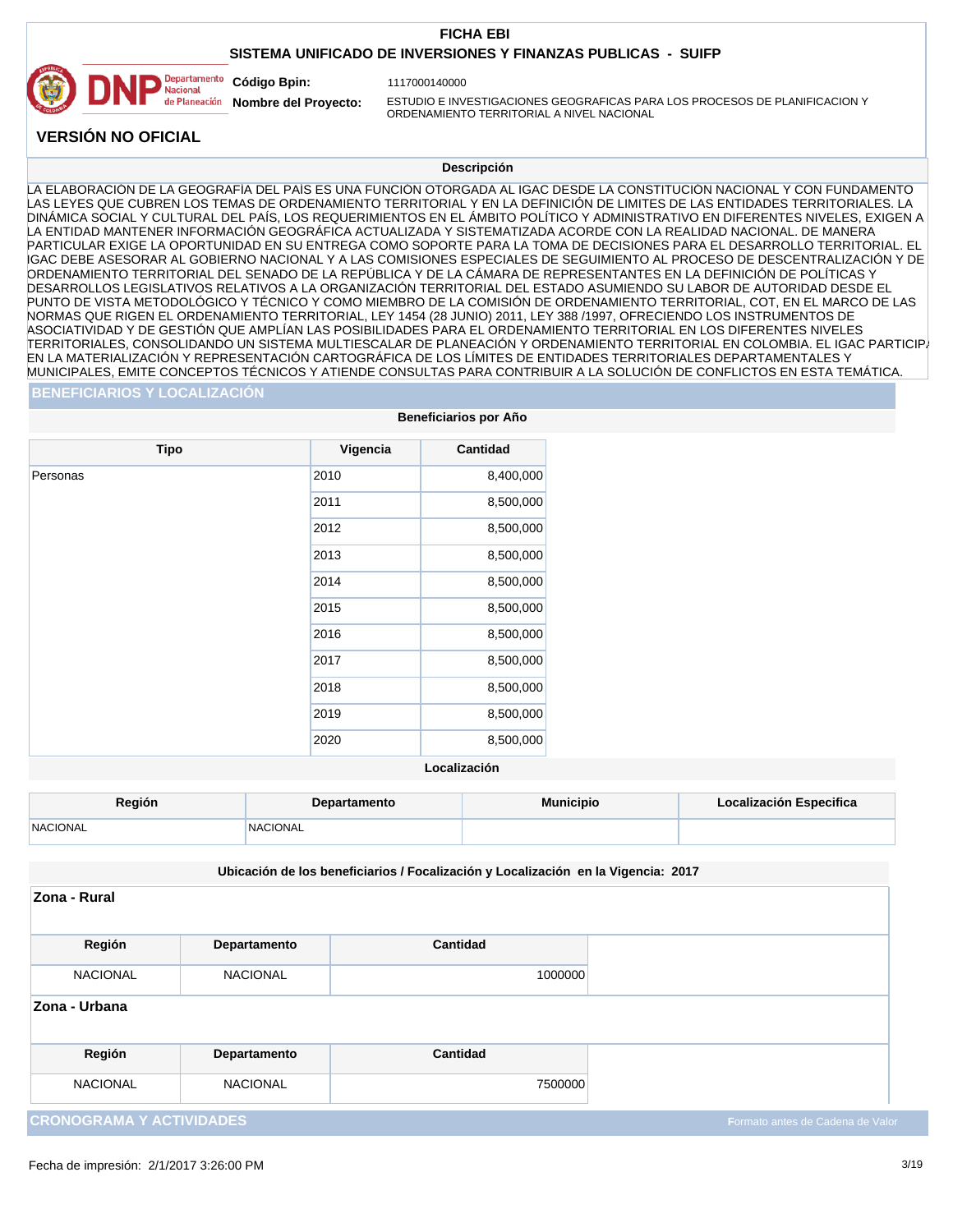# FICHA EBI

## SISTEMA UNIFICADO DE INVERSIONES Y FINANZAS PUBLICAS - SUIFP

**Código Bpin:** 1117000140000

**Nombre del Proyecto:** ESTUDIO E INVESTIGACIONES GEOGRAFICAS PARA LOS PROCESOS DE PLANIFICACION Y ORDENAMIENTO TERRITORIAL A NIVEL NACIONAL

**VERSIÓN NO OFICIAL**

### Descripción

LA ELABORACIÓN DE LA GEOGRAFÍA DEL PAÍS ES UNA FUNCIÓN OTORGADA AL IGAC DESDE LA CONSTITUCIÓN NACIONAL Y CON FUNDAMENTO LAS LEYES QUE CUBREN LOS TEMAS DE ORDENAMIENTO TERRITORIAL Y EN LA DEFINICIÓN DE LIMITES DE LAS ENTIDADES TERRITORIALES. LA DINÁMICA SOCIAL Y CULTURAL DEL PAÍS, LOS REQUERIMIENTOS EN EL ÁMBITO POLÍTICO Y ADMINISTRATIVO EN DIFERENTES NIVELES, EXIGEN A LA ENTIDAD MANTENER INFORMACIÓN GEOGRÁFICA ACTUALIZADA Y SISTEMATIZADA ACORDE CON LA REALIDAD NACIONAL. DE MANERA PARTICULAR EXIGE LA OPORTUNIDAD EN SU ENTREGA COMO SOPORTE PARA LA TOMA DE DECISIONES PARA EL DESARROLLO TERRITORIAL. EL IGAC DEBE ASESORAR AL GOBIERNO NACIONAL Y A LAS COMISIONES ESPECIALES DE SEGUIMIENTO AL PROCESO DE DESCENTRALIZACIÓN Y DE ORDENAMIENTO TERRITORIAL DEL SENADO DE LA REPÚBLICA Y DE LA CÁMARA DE REPRESENTANTES EN LA DEFINICIÓN DE POLÍTICAS Y DESARROLLOS LEGISLATIVOS RELATIVOS A LA ORGANIZACIÓN TERRITORIAL DEL ESTADO ASUMIENDO SU LABOR DE AUTORIDAD DESDE EL PUNTO DE VISTA METODOLÓGICO Y TÉCNICO Y COMO MIEMBRO DE LA COMISIÓN DE ORDENAMIENTO TERRITORIAL, COT, EN EL MARCO DE LAS NORMAS QUE RIGEN EL ORDENAMIENTO TERRITORIAL, LEY 1454 (28 JUNIO) 2011, LEY 388 /1997, OFRECIENDO LOS INSTRUMENTOS DE ASOCIATIVIDAD Y DE GESTIÓN QUE AMPLÍAN LAS POSIBILIDADES PARA EL ORDENAMIENTO TERRITORIAL EN LOS DIFERENTES NIVELES TERRITORIALES, CONSOLIDANDO UN SISTEMA MULTIESCALAR DE PLANEACIÓN Y ORDENAMIENTO TERRITORIAL EN COLOMBIA. EL IGAC PARTICIPA EN LA MATERIALIZACIÓN Y REPRESENTACIÓN CARTOGRÁFICA DE LOS LÍMITES DE ENTIDADES TERRITORIALES DEPARTAMENTALES Y MUNICIPALES, EMITE CONCEPTOS TÉCNICOS Y ATIENDE CONSULTAS PARA CONTRIBUIR A LA SOLUCIÓN DE CONFLICTOS EN ESTA TEMÁTICA.

## BENEFICIARIOS Y LOCALIZACIÓN

### Beneficiarios por Año

| Tipo | Vigencia | Cantidad |
|---|---|---|
| Personas | 2010 | 8,400,000 |
| | 2011 | 8,500,000 |
| | 2012 | 8,500,000 |
| | 2013 | 8,500,000 |
| | 2014 | 8,500,000 |
| | 2015 | 8,500,000 |
| | 2016 | 8,500,000 |
| | 2017 | 8,500,000 |
| | 2018 | 8,500,000 |
| | 2019 | 8,500,000 |
| | 2020 | 8,500,000 |

### Localización

| Región | Departamento | Municipio | Localización Especifica |
|---|---|---|---|
| NACIONAL | NACIONAL | | |

### Ubicación de los beneficiarios / Focalización y Localización en la Vigencia: 2017

**Zona - Rural**

| Región | Departamento | Cantidad |
|---|---|---|
| NACIONAL | NACIONAL | 1000000 |

**Zona - Urbana**

| Región | Departamento | Cantidad |
|---|---|---|
| NACIONAL | NACIONAL | 7500000 |

## CRONOGRAMA Y ACTIVIDADES

Formato antes de Cadena de Valor

Fecha de impresión: 2/1/2017 3:26:00 PM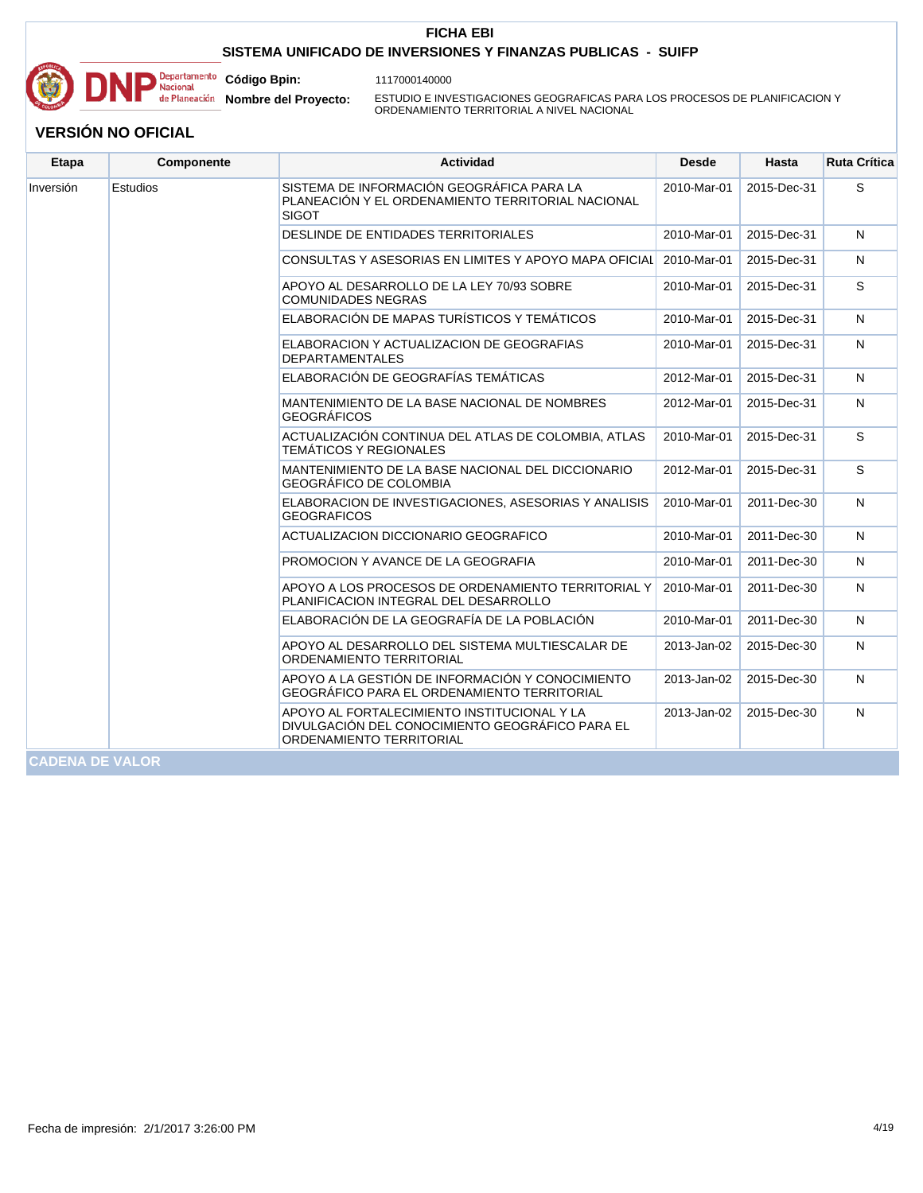**FICHA EBI**

**SISTEMA UNIFICADO DE INVERSIONES Y FINANZAS PUBLICAS - SUIFP**

**Código Bpin:** 1117000140000

**Nombre del Proyecto:** ESTUDIO E INVESTIGACIONES GEOGRAFICAS PARA LOS PROCESOS DE PLANIFICACION Y ORDENAMIENTO TERRITORIAL A NIVEL NACIONAL

## VERSIÓN NO OFICIAL

| Etapa | Componente | Actividad | Desde | Hasta | Ruta Crítica |
|---|---|---|---|---|---|
| Inversión | Estudios | SISTEMA DE INFORMACIÓN GEOGRÁFICA PARA LA PLANEACIÓN Y EL ORDENAMIENTO TERRITORIAL NACIONAL SIGOT | 2010-Mar-01 | 2015-Dec-31 | S |
| | | DESLINDE DE ENTIDADES TERRITORIALES | 2010-Mar-01 | 2015-Dec-31 | N |
| | | CONSULTAS Y ASESORIAS EN LIMITES Y APOYO MAPA OFICIAL | 2010-Mar-01 | 2015-Dec-31 | N |
| | | APOYO AL DESARROLLO DE LA LEY 70/93 SOBRE COMUNIDADES NEGRAS | 2010-Mar-01 | 2015-Dec-31 | S |
| | | ELABORACIÓN DE MAPAS TURÍSTICOS Y TEMÁTICOS | 2010-Mar-01 | 2015-Dec-31 | N |
| | | ELABORACION Y ACTUALIZACION DE GEOGRAFIAS DEPARTAMENTALES | 2010-Mar-01 | 2015-Dec-31 | N |
| | | ELABORACIÓN DE GEOGRAFÍAS TEMÁTICAS | 2012-Mar-01 | 2015-Dec-31 | N |
| | | MANTENIMIENTO DE LA BASE NACIONAL DE NOMBRES GEOGRÁFICOS | 2012-Mar-01 | 2015-Dec-31 | N |
| | | ACTUALIZACIÓN CONTINUA DEL ATLAS DE COLOMBIA, ATLAS TEMÁTICOS Y REGIONALES | 2010-Mar-01 | 2015-Dec-31 | S |
| | | MANTENIMIENTO DE LA BASE NACIONAL DEL DICCIONARIO GEOGRÁFICO DE COLOMBIA | 2012-Mar-01 | 2015-Dec-31 | S |
| | | ELABORACION DE INVESTIGACIONES, ASESORIAS Y ANALISIS GEOGRAFICOS | 2010-Mar-01 | 2011-Dec-30 | N |
| | | ACTUALIZACION DICCIONARIO GEOGRAFICO | 2010-Mar-01 | 2011-Dec-30 | N |
| | | PROMOCION Y AVANCE DE LA GEOGRAFIA | 2010-Mar-01 | 2011-Dec-30 | N |
| | | APOYO A LOS PROCESOS DE ORDENAMIENTO TERRITORIAL Y PLANIFICACION INTEGRAL DEL DESARROLLO | 2010-Mar-01 | 2011-Dec-30 | N |
| | | ELABORACIÓN DE LA GEOGRAFÍA DE LA POBLACIÓN | 2010-Mar-01 | 2011-Dec-30 | N |
| | | APOYO AL DESARROLLO DEL SISTEMA MULTIESCALAR DE ORDENAMIENTO TERRITORIAL | 2013-Jan-02 | 2015-Dec-30 | N |
| | | APOYO A LA GESTIÓN DE INFORMACIÓN Y CONOCIMIENTO GEOGRÁFICO PARA EL ORDENAMIENTO TERRITORIAL | 2013-Jan-02 | 2015-Dec-30 | N |
| | | APOYO AL FORTALECIMIENTO INSTITUCIONAL Y LA DIVULGACIÓN DEL CONOCIMIENTO GEOGRÁFICO PARA EL ORDENAMIENTO TERRITORIAL | 2013-Jan-02 | 2015-Dec-30 | N |

## CADENA DE VALOR

Fecha de impresión: 2/1/2017 3:26:00 PM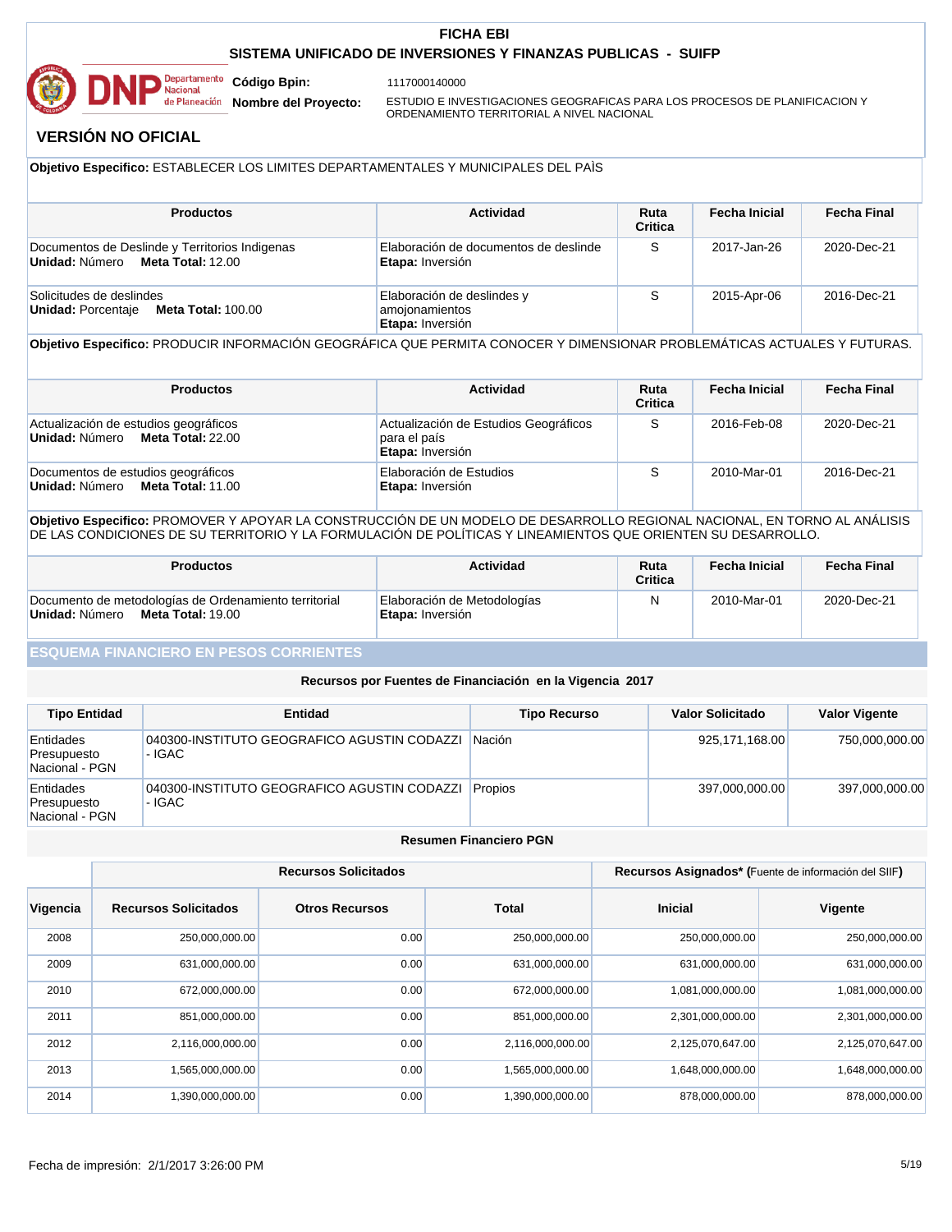**Objetivo Especifico:** ESTABLECER LOS LIMITES DEPARTAMENTALES Y MUNICIPALES DEL PAÌS

| Productos | Actividad | Ruta Critica | Fecha Inicial | Fecha Final |
|---|---|---|---|---|
| Documentos de Deslinde y Territorios Indigenas **Unidad:** Número **Meta Total:** 12.00 | Elaboración de documentos de deslinde **Etapa:** Inversión | S | 2017-Jan-26 | 2020-Dec-21 |
| Solicitudes de deslindes **Unidad:** Porcentaje **Meta Total:** 100.00 | Elaboración de deslindes y amojonamientos **Etapa:** Inversión | S | 2015-Apr-06 | 2016-Dec-21 |

**Objetivo Especifico:** PRODUCIR INFORMACIÓN GEOGRÁFICA QUE PERMITA CONOCER Y DIMENSIONAR PROBLEMÁTICAS ACTUALES Y FUTURAS.

| Productos | Actividad | Ruta Critica | Fecha Inicial | Fecha Final |
|---|---|---|---|---|
| Actualización de estudios geográficos **Unidad:** Número **Meta Total:** 22.00 | Actualización de Estudios Geográficos para el país **Etapa:** Inversión | S | 2016-Feb-08 | 2020-Dec-21 |
| Documentos de estudios geográficos **Unidad:** Número **Meta Total:** 11.00 | Elaboración de Estudios **Etapa:** Inversión | S | 2010-Mar-01 | 2016-Dec-21 |

**Objetivo Especifico:** PROMOVER Y APOYAR LA CONSTRUCCIÓN DE UN MODELO DE DESARROLLO REGIONAL NACIONAL, EN TORNO AL ANÁLISIS DE LAS CONDICIONES DE SU TERRITORIO Y LA FORMULACIÓN DE POLÍTICAS Y LINEAMIENTOS QUE ORIENTEN SU DESARROLLO.

| Productos | Actividad | Ruta Critica | Fecha Inicial | Fecha Final |
|---|---|---|---|---|
| Documento de metodologías de Ordenamiento territorial **Unidad:** Número **Meta Total:** 19.00 | Elaboración de Metodologías **Etapa:** Inversión | N | 2010-Mar-01 | 2020-Dec-21 |

## ESQUEMA FINANCIERO EN PESOS CORRIENTES

**Recursos por Fuentes de Financiación en la Vigencia 2017**

| Tipo Entidad | Entidad | Tipo Recurso | Valor Solicitado | Valor Vigente |
|---|---|---|---|---|
| Entidades Presupuesto Nacional - PGN | 040300-INSTITUTO GEOGRAFICO AGUSTIN CODAZZI - IGAC | Nación | 925,171,168.00 | 750,000,000.00 |
| Entidades Presupuesto Nacional - PGN | 040300-INSTITUTO GEOGRAFICO AGUSTIN CODAZZI - IGAC | Propios | 397,000,000.00 | 397,000,000.00 |

**Resumen Financiero PGN**

| | Recursos Solicitados | | | Recursos Asignados* (Fuente de información del SIIF) | |
|---|---|---|---|---|---|
| Vigencia | Recursos Solicitados | Otros Recursos | Total | Inicial | Vigente |
| 2008 | 250,000,000.00 | 0.00 | 250,000,000.00 | 250,000,000.00 | 250,000,000.00 |
| 2009 | 631,000,000.00 | 0.00 | 631,000,000.00 | 631,000,000.00 | 631,000,000.00 |
| 2010 | 672,000,000.00 | 0.00 | 672,000,000.00 | 1,081,000,000.00 | 1,081,000,000.00 |
| 2011 | 851,000,000.00 | 0.00 | 851,000,000.00 | 2,301,000,000.00 | 2,301,000,000.00 |
| 2012 | 2,116,000,000.00 | 0.00 | 2,116,000,000.00 | 2,125,070,647.00 | 2,125,070,647.00 |
| 2013 | 1,565,000,000.00 | 0.00 | 1,565,000,000.00 | 1,648,000,000.00 | 1,648,000,000.00 |
| 2014 | 1,390,000,000.00 | 0.00 | 1,390,000,000.00 | 878,000,000.00 | 878,000,000.00 |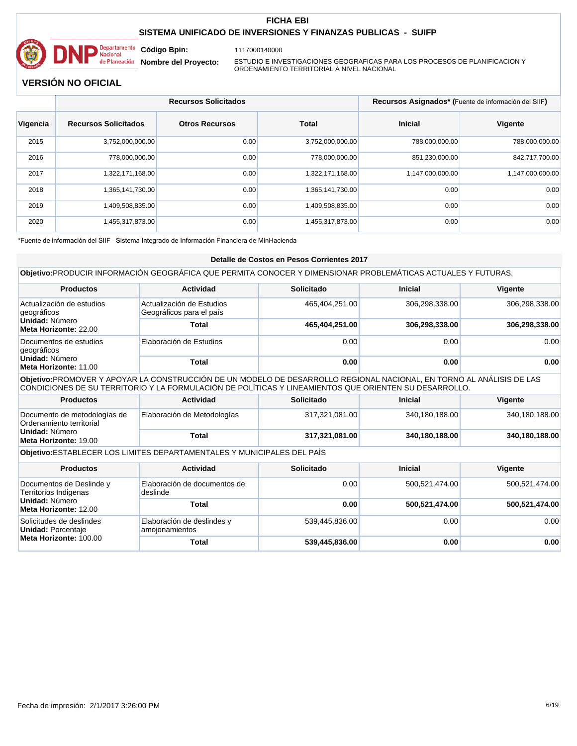# FICHA EBI

## SISTEMA UNIFICADO DE INVERSIONES Y FINANZAS PUBLICAS - SUIFP

**Código Bpin:** 1117000140000

**Nombre del Proyecto:** ESTUDIO E INVESTIGACIONES GEOGRAFICAS PARA LOS PROCESOS DE PLANIFICACION Y ORDENAMIENTO TERRITORIAL A NIVEL NACIONAL

## VERSIÓN NO OFICIAL

| | Recursos Solicitados | | | Recursos Asignados* (Fuente de información del SIIF) | |
|---|---|---|---|---|---|
| **Vigencia** | **Recursos Solicitados** | **Otros Recursos** | **Total** | **Inicial** | **Vigente** |
| 2015 | 3,752,000,000.00 | 0.00 | 3,752,000,000.00 | 788,000,000.00 | 788,000,000.00 |
| 2016 | 778,000,000.00 | 0.00 | 778,000,000.00 | 851,230,000.00 | 842,717,700.00 |
| 2017 | 1,322,171,168.00 | 0.00 | 1,322,171,168.00 | 1,147,000,000.00 | 1,147,000,000.00 |
| 2018 | 1,365,141,730.00 | 0.00 | 1,365,141,730.00 | 0.00 | 0.00 |
| 2019 | 1,409,508,835.00 | 0.00 | 1,409,508,835.00 | 0.00 | 0.00 |
| 2020 | 1,455,317,873.00 | 0.00 | 1,455,317,873.00 | 0.00 | 0.00 |

*Fuente de información del SIIF - Sistema Integrado de Información Financiera de MinHacienda

### Detalle de Costos en Pesos Corrientes 2017

**Objetivo:**PRODUCIR INFORMACIÓN GEOGRÁFICA QUE PERMITA CONOCER Y DIMENSIONAR PROBLEMÁTICAS ACTUALES Y FUTURAS.

| Productos | Actividad | Solicitado | Inicial | Vigente |
|---|---|---|---|---|
| Actualización de estudios geográficos **Unidad:** Número **Meta Horizonte:** 22.00 | Actualización de Estudios Geográficos para el país | 465,404,251.00 | 306,298,338.00 | 306,298,338.00 |
| | **Total** | **465,404,251.00** | **306,298,338.00** | **306,298,338.00** |
| Documentos de estudios geográficos **Unidad:** Número **Meta Horizonte:** 11.00 | Elaboración de Estudios | 0.00 | 0.00 | 0.00 |
| | **Total** | **0.00** | **0.00** | **0.00** |

**Objetivo:**PROMOVER Y APOYAR LA CONSTRUCCIÓN DE UN MODELO DE DESARROLLO REGIONAL NACIONAL, EN TORNO AL ANÁLISIS DE LAS CONDICIONES DE SU TERRITORIO Y LA FORMULACIÓN DE POLÍTICAS Y LINEAMIENTOS QUE ORIENTEN SU DESARROLLO.

| Productos | Actividad | Solicitado | Inicial | Vigente |
|---|---|---|---|---|
| Documento de metodologías de Ordenamiento territorial **Unidad:** Número **Meta Horizonte:** 19.00 | Elaboración de Metodologías | 317,321,081.00 | 340,180,188.00 | 340,180,188.00 |
| | **Total** | **317,321,081.00** | **340,180,188.00** | **340,180,188.00** |

**Objetivo:**ESTABLECER LOS LIMITES DEPARTAMENTALES Y MUNICIPALES DEL PAÌS

| Productos | Actividad | Solicitado | Inicial | Vigente |
|---|---|---|---|---|
| Documentos de Deslinde y Territorios Indigenas **Unidad:** Número **Meta Horizonte:** 12.00 | Elaboración de documentos de deslinde | 0.00 | 500,521,474.00 | 500,521,474.00 |
| | **Total** | **0.00** | **500,521,474.00** | **500,521,474.00** |
| Solicitudes de deslindes **Unidad:** Porcentaje **Meta Horizonte:** 100.00 | Elaboración de deslindes y amojonamientos | 539,445,836.00 | 0.00 | 0.00 |
| | **Total** | **539,445,836.00** | **0.00** | **0.00** |

Fecha de impresión: 2/1/2017 3:26:00 PM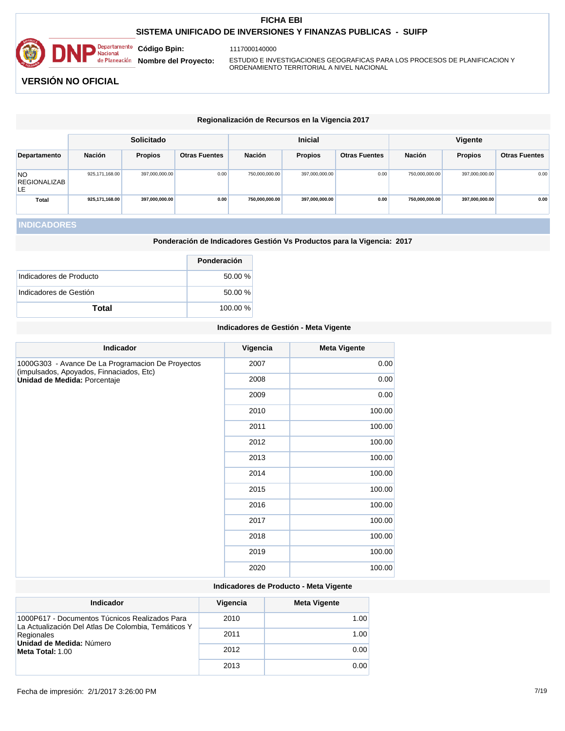**FICHA EBI**

**SISTEMA UNIFICADO DE INVERSIONES Y FINANZAS PUBLICAS - SUIFP**

**Código Bpin:** 1117000140000

**Nombre del Proyecto:** ESTUDIO E INVESTIGACIONES GEOGRAFICAS PARA LOS PROCESOS DE PLANIFICACION Y ORDENAMIENTO TERRITORIAL A NIVEL NACIONAL

## VERSIÓN NO OFICIAL

### Regionalización de Recursos en la Vigencia 2017

| | Solicitado | | | Inicial | | | Vigente | | |
|---|---|---|---|---|---|---|---|---|---|
| Departamento | Nación | Propios | Otras Fuentes | Nación | Propios | Otras Fuentes | Nación | Propios | Otras Fuentes |
| NO REGIONALIZABLE | 925,171,168.00 | 397,000,000.00 | 0.00 | 750,000,000.00 | 397,000,000.00 | 0.00 | 750,000,000.00 | 397,000,000.00 | 0.00 |
| **Total** | **925,171,168.00** | **397,000,000.00** | **0.00** | **750,000,000.00** | **397,000,000.00** | **0.00** | **750,000,000.00** | **397,000,000.00** | **0.00** |

## INDICADORES

### Ponderación de Indicadores Gestión Vs Productos para la Vigencia: 2017

| | Ponderación |
|---|---|
| Indicadores de Producto | 50.00 % |
| Indicadores de Gestión | 50.00 % |
| **Total** | 100.00 % |

### Indicadores de Gestión - Meta Vigente

| Indicador | Vigencia | Meta Vigente |
|---|---|---|
| 1000G303 - Avance De La Programacion De Proyectos (impulsados, Apoyados, Finnaciados, Etc)<br>**Unidad de Medida:** Porcentaje | 2007 | 0.00 |
| | 2008 | 0.00 |
| | 2009 | 0.00 |
| | 2010 | 100.00 |
| | 2011 | 100.00 |
| | 2012 | 100.00 |
| | 2013 | 100.00 |
| | 2014 | 100.00 |
| | 2015 | 100.00 |
| | 2016 | 100.00 |
| | 2017 | 100.00 |
| | 2018 | 100.00 |
| | 2019 | 100.00 |
| | 2020 | 100.00 |

### Indicadores de Producto - Meta Vigente

| Indicador | Vigencia | Meta Vigente |
|---|---|---|
| 1000P617 - Documentos Túcnicos Realizados Para La Actualización Del Atlas De Colombia, Temáticos Y Regionales<br>**Unidad de Medida:** Número<br>**Meta Total:** 1.00 | 2010 | 1.00 |
| | 2011 | 1.00 |
| | 2012 | 0.00 |
| | 2013 | 0.00 |

Fecha de impresión: 2/1/2017 3:26:00 PM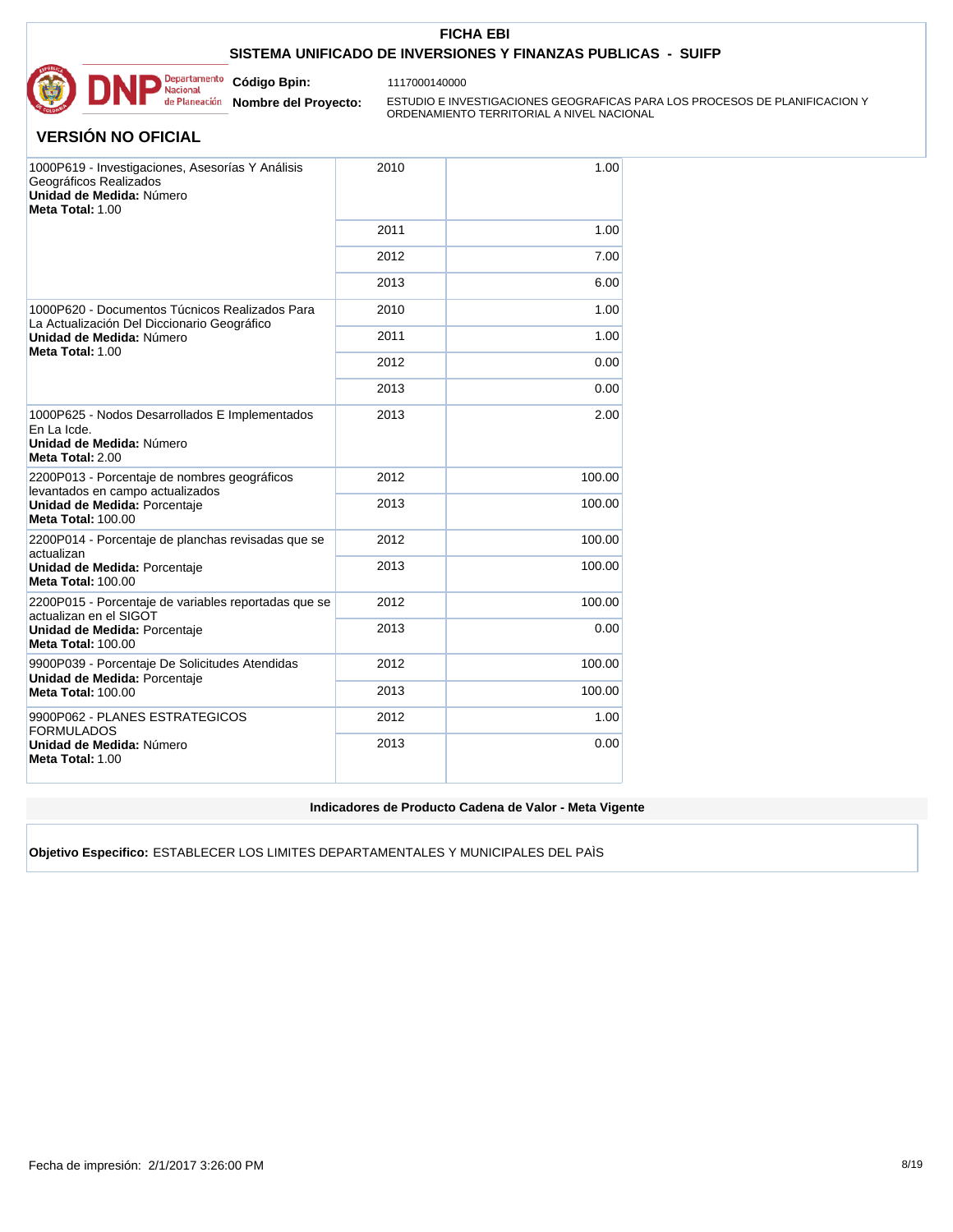# FICHA EBI

## SISTEMA UNIFICADO DE INVERSIONES Y FINANZAS PUBLICAS - SUIFP

**Código Bpin:** 1117000140000

**Nombre del Proyecto:** ESTUDIO E INVESTIGACIONES GEOGRAFICAS PARA LOS PROCESOS DE PLANIFICACION Y ORDENAMIENTO TERRITORIAL A NIVEL NACIONAL

## VERSIÓN NO OFICIAL

| Indicador | Año | Valor |
|---|---|---|
| 1000P619 - Investigaciones, Asesorías Y Análisis Geográficos Realizados<br>**Unidad de Medida:** Número<br>**Meta Total:** 1.00 | 2010 | 1.00 |
| | 2011 | 1.00 |
| | 2012 | 7.00 |
| | 2013 | 6.00 |
| 1000P620 - Documentos Túcnicos Realizados Para La Actualización Del Diccionario Geográfico<br>**Unidad de Medida:** Número<br>**Meta Total:** 1.00 | 2010 | 1.00 |
| | 2011 | 1.00 |
| | 2012 | 0.00 |
| | 2013 | 0.00 |
| 1000P625 - Nodos Desarrollados E Implementados En La Icde.<br>**Unidad de Medida:** Número<br>**Meta Total:** 2.00 | 2013 | 2.00 |
| 2200P013 - Porcentaje de nombres geográficos levantados en campo actualizados<br>**Unidad de Medida:** Porcentaje<br>**Meta Total:** 100.00 | 2012 | 100.00 |
| | 2013 | 100.00 |
| 2200P014 - Porcentaje de planchas revisadas que se actualizan<br>**Unidad de Medida:** Porcentaje<br>**Meta Total:** 100.00 | 2012 | 100.00 |
| | 2013 | 100.00 |
| 2200P015 - Porcentaje de variables reportadas que se actualizan en el SIGOT<br>**Unidad de Medida:** Porcentaje<br>**Meta Total:** 100.00 | 2012 | 100.00 |
| | 2013 | 0.00 |
| 9900P039 - Porcentaje De Solicitudes Atendidas<br>**Unidad de Medida:** Porcentaje<br>**Meta Total:** 100.00 | 2012 | 100.00 |
| | 2013 | 100.00 |
| 9900P062 - PLANES ESTRATEGICOS FORMULADOS<br>**Unidad de Medida:** Número<br>**Meta Total:** 1.00 | 2012 | 1.00 |
| | 2013 | 0.00 |

### Indicadores de Producto Cadena de Valor - Meta Vigente

**Objetivo Especifico:** ESTABLECER LOS LIMITES DEPARTAMENTALES Y MUNICIPALES DEL PAÌS

Fecha de impresión: 2/1/2017 3:26:00 PM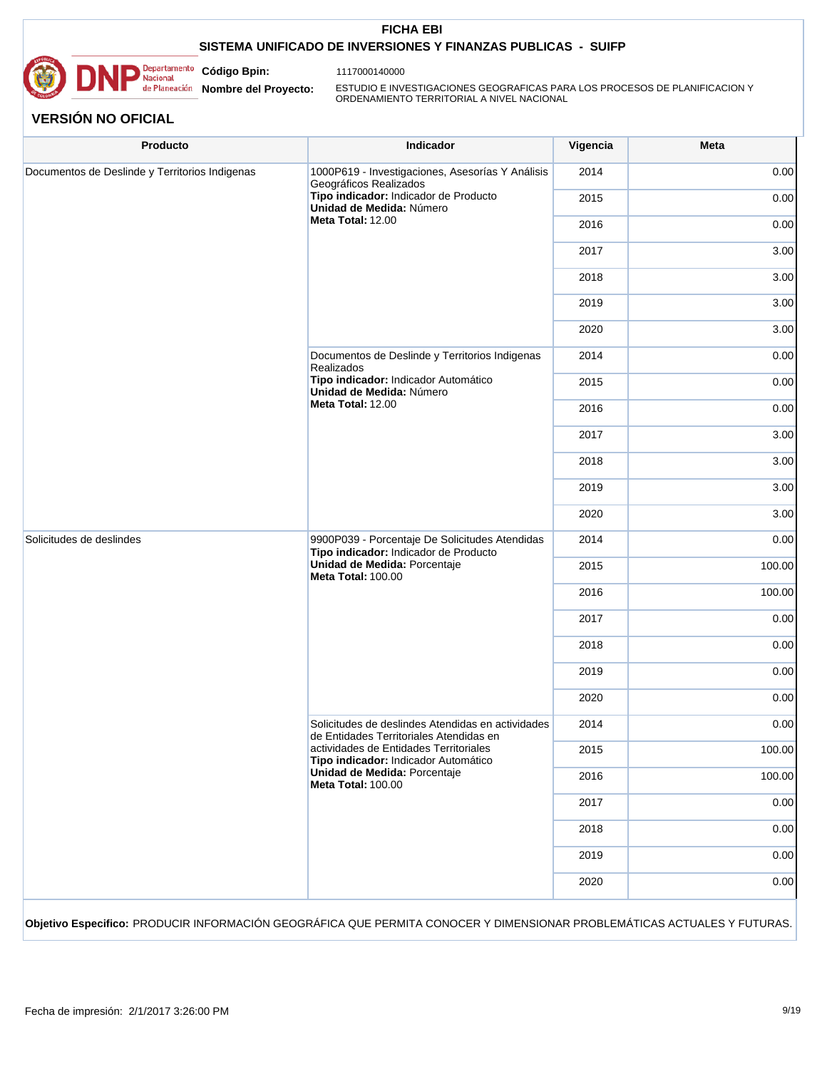**FICHA EBI**

**SISTEMA UNIFICADO DE INVERSIONES Y FINANZAS PUBLICAS - SUIFP**

**Código Bpin:** 1117000140000

**Nombre del Proyecto:** ESTUDIO E INVESTIGACIONES GEOGRAFICAS PARA LOS PROCESOS DE PLANIFICACION Y ORDENAMIENTO TERRITORIAL A NIVEL NACIONAL

## VERSIÓN NO OFICIAL

| Producto | Indicador | Vigencia | Meta |
|---|---|---|---|
| Documentos de Deslinde y Territorios Indigenas | 1000P619 - Investigaciones, Asesorías Y Análisis Geográficos Realizados<br>**Tipo indicador:** Indicador de Producto<br>**Unidad de Medida:** Número<br>**Meta Total:** 12.00 | 2014 | 0.00 |
| | | 2015 | 0.00 |
| | | 2016 | 0.00 |
| | | 2017 | 3.00 |
| | | 2018 | 3.00 |
| | | 2019 | 3.00 |
| | | 2020 | 3.00 |
| | Documentos de Deslinde y Territorios Indigenas Realizados<br>**Tipo indicador:** Indicador Automático<br>**Unidad de Medida:** Número<br>**Meta Total:** 12.00 | 2014 | 0.00 |
| | | 2015 | 0.00 |
| | | 2016 | 0.00 |
| | | 2017 | 3.00 |
| | | 2018 | 3.00 |
| | | 2019 | 3.00 |
| | | 2020 | 3.00 |
| Solicitudes de deslindes | 9900P039 - Porcentaje De Solicitudes Atendidas<br>**Tipo indicador:** Indicador de Producto<br>**Unidad de Medida:** Porcentaje<br>**Meta Total:** 100.00 | 2014 | 0.00 |
| | | 2015 | 100.00 |
| | | 2016 | 100.00 |
| | | 2017 | 0.00 |
| | | 2018 | 0.00 |
| | | 2019 | 0.00 |
| | | 2020 | 0.00 |
| | Solicitudes de deslindes Atendidas en actividades de Entidades Territoriales Atendidas en actividades de Entidades Territoriales<br>**Tipo indicador:** Indicador Automático<br>**Unidad de Medida:** Porcentaje<br>**Meta Total:** 100.00 | 2014 | 0.00 |
| | | 2015 | 100.00 |
| | | 2016 | 100.00 |
| | | 2017 | 0.00 |
| | | 2018 | 0.00 |
| | | 2019 | 0.00 |
| | | 2020 | 0.00 |

**Objetivo Especifico:** PRODUCIR INFORMACIÓN GEOGRÁFICA QUE PERMITA CONOCER Y DIMENSIONAR PROBLEMÁTICAS ACTUALES Y FUTURAS.

Fecha de impresión: 2/1/2017 3:26:00 PM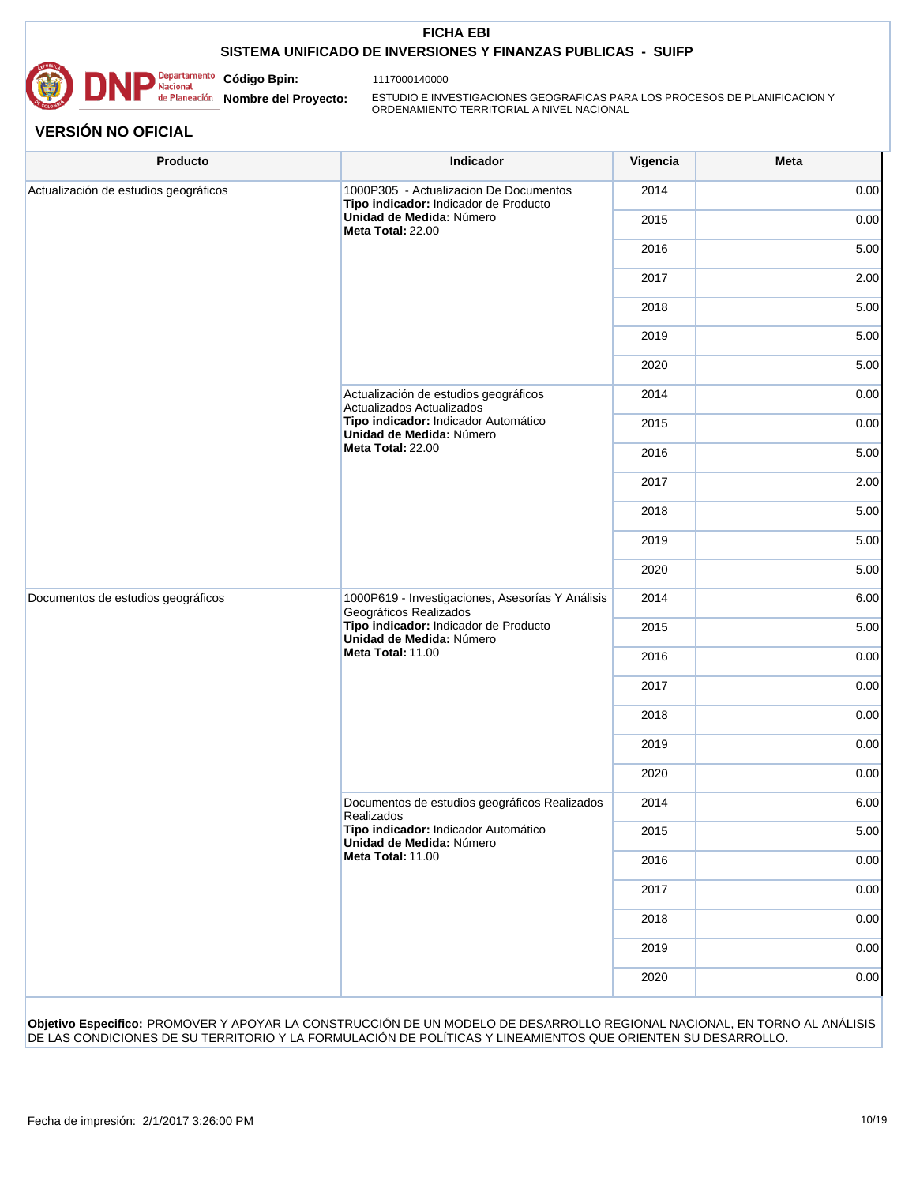# FICHA EBI

## SISTEMA UNIFICADO DE INVERSIONES Y FINANZAS PUBLICAS - SUIFP

**Código Bpin:** 1117000140000

**Nombre del Proyecto:** ESTUDIO E INVESTIGACIONES GEOGRAFICAS PARA LOS PROCESOS DE PLANIFICACION Y ORDENAMIENTO TERRITORIAL A NIVEL NACIONAL

### VERSIÓN NO OFICIAL

| Producto | Indicador | Vigencia | Meta |
|---|---|---|---|
| Actualización de estudios geográficos | 1000P305 - Actualizacion De Documentos **Tipo indicador:** Indicador de Producto **Unidad de Medida:** Número **Meta Total:** 22.00 | 2014 | 0.00 |
| | | 2015 | 0.00 |
| | | 2016 | 5.00 |
| | | 2017 | 2.00 |
| | | 2018 | 5.00 |
| | | 2019 | 5.00 |
| | | 2020 | 5.00 |
| | Actualización de estudios geográficos Actualizados Actualizados **Tipo indicador:** Indicador Automático **Unidad de Medida:** Número **Meta Total:** 22.00 | 2014 | 0.00 |
| | | 2015 | 0.00 |
| | | 2016 | 5.00 |
| | | 2017 | 2.00 |
| | | 2018 | 5.00 |
| | | 2019 | 5.00 |
| | | 2020 | 5.00 |
| Documentos de estudios geográficos | 1000P619 - Investigaciones, Asesorías Y Análisis Geográficos Realizados **Tipo indicador:** Indicador de Producto **Unidad de Medida:** Número **Meta Total:** 11.00 | 2014 | 6.00 |
| | | 2015 | 5.00 |
| | | 2016 | 0.00 |
| | | 2017 | 0.00 |
| | | 2018 | 0.00 |
| | | 2019 | 0.00 |
| | | 2020 | 0.00 |
| | Documentos de estudios geográficos Realizados Realizados **Tipo indicador:** Indicador Automático **Unidad de Medida:** Número **Meta Total:** 11.00 | 2014 | 6.00 |
| | | 2015 | 5.00 |
| | | 2016 | 0.00 |
| | | 2017 | 0.00 |
| | | 2018 | 0.00 |
| | | 2019 | 0.00 |
| | | 2020 | 0.00 |

**Objetivo Especifico:** PROMOVER Y APOYAR LA CONSTRUCCIÓN DE UN MODELO DE DESARROLLO REGIONAL NACIONAL, EN TORNO AL ANÁLISIS DE LAS CONDICIONES DE SU TERRITORIO Y LA FORMULACIÓN DE POLÍTICAS Y LINEAMIENTOS QUE ORIENTEN SU DESARROLLO.

Fecha de impresión: 2/1/2017 3:26:00 PM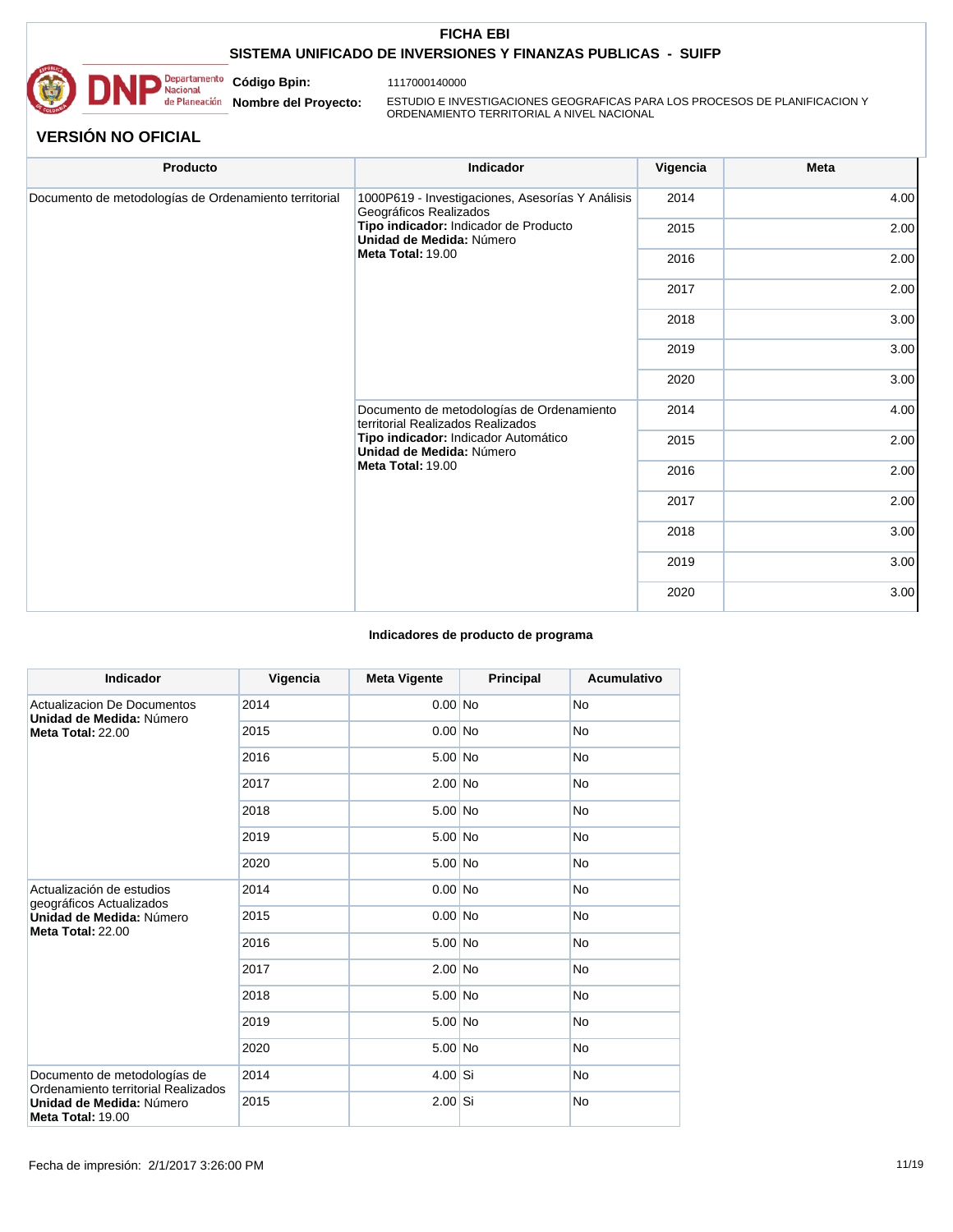**FICHA EBI**

**SISTEMA UNIFICADO DE INVERSIONES Y FINANZAS PUBLICAS - SUIFP**

**Código Bpin:** 1117000140000

**Nombre del Proyecto:** ESTUDIO E INVESTIGACIONES GEOGRAFICAS PARA LOS PROCESOS DE PLANIFICACION Y ORDENAMIENTO TERRITORIAL A NIVEL NACIONAL

## VERSIÓN NO OFICIAL

| Producto | Indicador | Vigencia | Meta |
|---|---|---|---|
| Documento de metodologías de Ordenamiento territorial | 1000P619 - Investigaciones, Asesorías Y Análisis Geográficos Realizados **Tipo indicador:** Indicador de Producto **Unidad de Medida:** Número **Meta Total:** 19.00 | 2014 | 4.00 |
| | | 2015 | 2.00 |
| | | 2016 | 2.00 |
| | | 2017 | 2.00 |
| | | 2018 | 3.00 |
| | | 2019 | 3.00 |
| | | 2020 | 3.00 |
| | Documento de metodologías de Ordenamiento territorial Realizados Realizados **Tipo indicador:** Indicador Automático **Unidad de Medida:** Número **Meta Total:** 19.00 | 2014 | 4.00 |
| | | 2015 | 2.00 |
| | | 2016 | 2.00 |
| | | 2017 | 2.00 |
| | | 2018 | 3.00 |
| | | 2019 | 3.00 |
| | | 2020 | 3.00 |

**Indicadores de producto de programa**

| Indicador | Vigencia | Meta Vigente | Principal | Acumulativo |
|---|---|---|---|---|
| Actualizacion De Documentos **Unidad de Medida:** Número **Meta Total:** 22.00 | 2014 | 0.00 | No | No |
| | 2015 | 0.00 | No | No |
| | 2016 | 5.00 | No | No |
| | 2017 | 2.00 | No | No |
| | 2018 | 5.00 | No | No |
| | 2019 | 5.00 | No | No |
| | 2020 | 5.00 | No | No |
| Actualización de estudios geográficos Actualizados **Unidad de Medida:** Número **Meta Total:** 22.00 | 2014 | 0.00 | No | No |
| | 2015 | 0.00 | No | No |
| | 2016 | 5.00 | No | No |
| | 2017 | 2.00 | No | No |
| | 2018 | 5.00 | No | No |
| | 2019 | 5.00 | No | No |
| | 2020 | 5.00 | No | No |
| Documento de metodologías de Ordenamiento territorial Realizados **Unidad de Medida:** Número **Meta Total:** 19.00 | 2014 | 4.00 | Si | No |
| | 2015 | 2.00 | Si | No |

Fecha de impresión: 2/1/2017 3:26:00 PM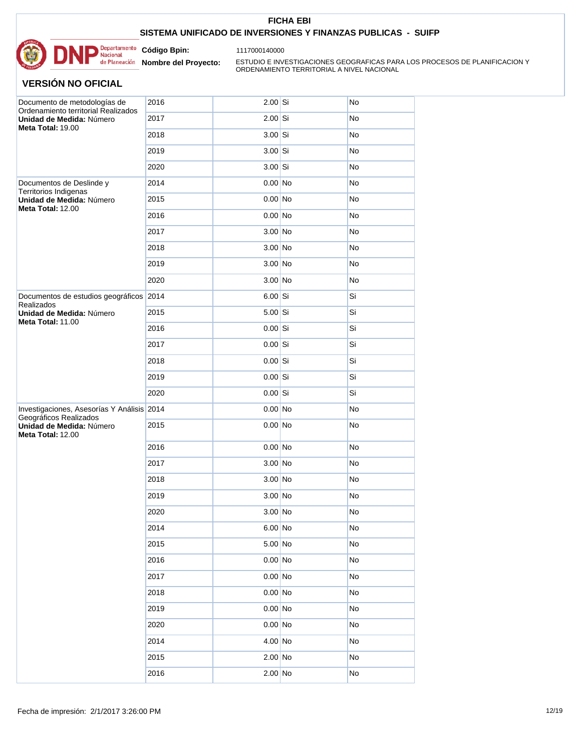**FICHA EBI**

**SISTEMA UNIFICADO DE INVERSIONES Y FINANZAS PUBLICAS - SUIFP**

**Código Bpin:** 1117000140000

**Nombre del Proyecto:** ESTUDIO E INVESTIGACIONES GEOGRAFICAS PARA LOS PROCESOS DE PLANIFICACION Y ORDENAMIENTO TERRITORIAL A NIVEL NACIONAL

## VERSIÓN NO OFICIAL

| | | | | |
|---|---|---|---|---|
| Documento de metodologías de Ordenamiento territorial Realizados **Unidad de Medida:** Número **Meta Total:** 19.00 | 2016 | 2.00 | Si | No |
| | 2017 | 2.00 | Si | No |
| | 2018 | 3.00 | Si | No |
| | 2019 | 3.00 | Si | No |
| | 2020 | 3.00 | Si | No |
| Documentos de Deslinde y Territorios Indigenas **Unidad de Medida:** Número **Meta Total:** 12.00 | 2014 | 0.00 | No | No |
| | 2015 | 0.00 | No | No |
| | 2016 | 0.00 | No | No |
| | 2017 | 3.00 | No | No |
| | 2018 | 3.00 | No | No |
| | 2019 | 3.00 | No | No |
| | 2020 | 3.00 | No | No |
| Documentos de estudios geográficos Realizados **Unidad de Medida:** Número **Meta Total:** 11.00 | 2014 | 6.00 | Si | Si |
| | 2015 | 5.00 | Si | Si |
| | 2016 | 0.00 | Si | Si |
| | 2017 | 0.00 | Si | Si |
| | 2018 | 0.00 | Si | Si |
| | 2019 | 0.00 | Si | Si |
| | 2020 | 0.00 | Si | Si |
| Investigaciones, Asesorías Y Análisis Geográficos Realizados **Unidad de Medida:** Número **Meta Total:** 12.00 | 2014 | 0.00 | No | No |
| | 2015 | 0.00 | No | No |
| | 2016 | 0.00 | No | No |
| | 2017 | 3.00 | No | No |
| | 2018 | 3.00 | No | No |
| | 2019 | 3.00 | No | No |
| | 2020 | 3.00 | No | No |
| | 2014 | 6.00 | No | No |
| | 2015 | 5.00 | No | No |
| | 2016 | 0.00 | No | No |
| | 2017 | 0.00 | No | No |
| | 2018 | 0.00 | No | No |
| | 2019 | 0.00 | No | No |
| | 2020 | 0.00 | No | No |
| | 2014 | 4.00 | No | No |
| | 2015 | 2.00 | No | No |
| | 2016 | 2.00 | No | No |

Fecha de impresión: 2/1/2017 3:26:00 PM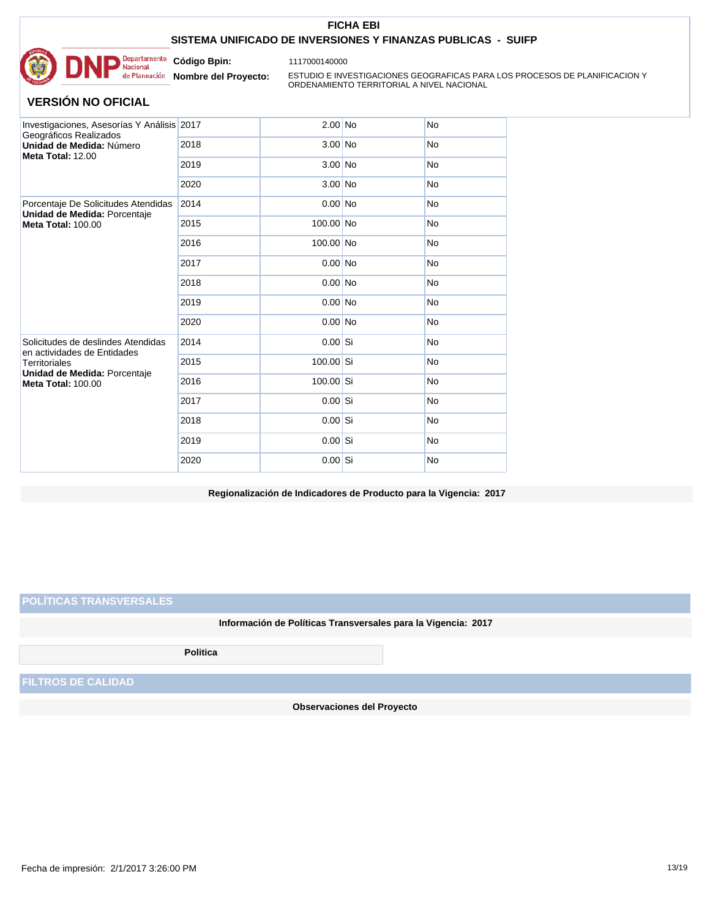# FICHA EBI

## SISTEMA UNIFICADO DE INVERSIONES Y FINANZAS PUBLICAS - SUIFP

**Código Bpin:** 1117000140000

**Nombre del Proyecto:** ESTUDIO E INVESTIGACIONES GEOGRAFICAS PARA LOS PROCESOS DE PLANIFICACION Y ORDENAMIENTO TERRITORIAL A NIVEL NACIONAL

## VERSIÓN NO OFICIAL

| | | | | |
|---|---|---|---|---|
| Investigaciones, Asesorías Y Análisis Geográficos Realizados **Unidad de Medida:** Número **Meta Total:** 12.00 | 2017 | 2.00 | No | No |
| | 2018 | 3.00 | No | No |
| | 2019 | 3.00 | No | No |
| | 2020 | 3.00 | No | No |
| Porcentaje De Solicitudes Atendidas **Unidad de Medida:** Porcentaje **Meta Total:** 100.00 | 2014 | 0.00 | No | No |
| | 2015 | 100.00 | No | No |
| | 2016 | 100.00 | No | No |
| | 2017 | 0.00 | No | No |
| | 2018 | 0.00 | No | No |
| | 2019 | 0.00 | No | No |
| | 2020 | 0.00 | No | No |
| Solicitudes de deslindes Atendidas en actividades de Entidades Territoriales **Unidad de Medida:** Porcentaje **Meta Total:** 100.00 | 2014 | 0.00 | Si | No |
| | 2015 | 100.00 | Si | No |
| | 2016 | 100.00 | Si | No |
| | 2017 | 0.00 | Si | No |
| | 2018 | 0.00 | Si | No |
| | 2019 | 0.00 | Si | No |
| | 2020 | 0.00 | Si | No |

**Regionalización de Indicadores de Producto para la Vigencia: 2017**

## POLÍTICAS TRANSVERSALES

**Información de Políticas Transversales para la Vigencia: 2017**

| Politica |
|---|

## FILTROS DE CALIDAD

**Observaciones del Proyecto**

Fecha de impresión: 2/1/2017 3:26:00 PM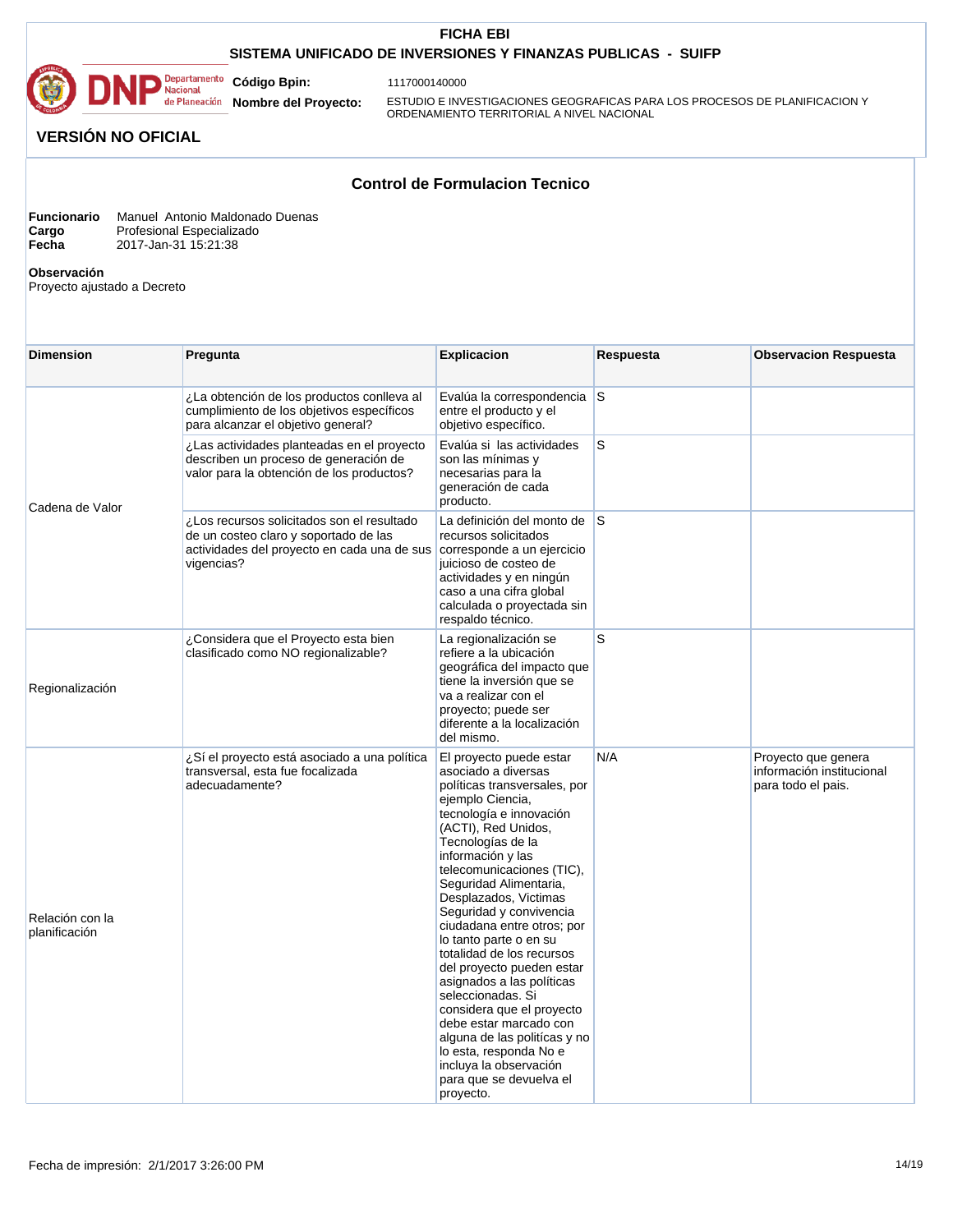**FICHA EBI**

**SISTEMA UNIFICADO DE INVERSIONES Y FINANZAS PUBLICAS - SUIFP**

**Código Bpin:** 1117000140000

**Nombre del Proyecto:** ESTUDIO E INVESTIGACIONES GEOGRAFICAS PARA LOS PROCESOS DE PLANIFICACION Y ORDENAMIENTO TERRITORIAL A NIVEL NACIONAL

**VERSIÓN NO OFICIAL**

## Control de Formulacion Tecnico

**Funcionario** Manuel Antonio Maldonado Duenas
**Cargo** Profesional Especializado
**Fecha** 2017-Jan-31 15:21:38

**Observación**
Proyecto ajustado a Decreto

| Dimension | Pregunta | Explicacion | Respuesta | Observacion Respuesta |
|---|---|---|---|---|
| Cadena de Valor | ¿La obtención de los productos conlleva al cumplimiento de los objetivos específicos para alcanzar el objetivo general? | Evalúa la correspondencia entre el producto y el objetivo específico. | S | |
| | ¿Las actividades planteadas en el proyecto describen un proceso de generación de valor para la obtención de los productos? | Evalúa si las actividades son las mínimas y necesarias para la generación de cada producto. | S | |
| | ¿Los recursos solicitados son el resultado de un costeo claro y soportado de las actividades del proyecto en cada una de sus vigencias? | La definición del monto de recursos solicitados corresponde a un ejercicio juicioso de costeo de actividades y en ningún caso a una cifra global calculada o proyectada sin respaldo técnico. | S | |
| Regionalización | ¿Considera que el Proyecto esta bien clasificado como NO regionalizable? | La regionalización se refiere a la ubicación geográfica del impacto que tiene la inversión que se va a realizar con el proyecto; puede ser diferente a la localización del mismo. | S | |
| Relación con la planificación | ¿Sí el proyecto está asociado a una política transversal, esta fue focalizada adecuadamente? | El proyecto puede estar asociado a diversas políticas transversales, por ejemplo Ciencia, tecnología e innovación (ACTI), Red Unidos, Tecnologías de la información y las telecomunicaciones (TIC), Seguridad Alimentaria, Desplazados, Victimas Seguridad y convivencia ciudadana entre otros; por lo tanto parte o en su totalidad de los recursos del proyecto pueden estar asignados a las políticas seleccionadas. Si considera que el proyecto debe estar marcado con alguna de las políticas y no lo esta, responda No e incluya la observación para que se devuelva el proyecto. | N/A | Proyecto que genera información institucional para todo el pais. |

Fecha de impresión: 2/1/2017 3:26:00 PM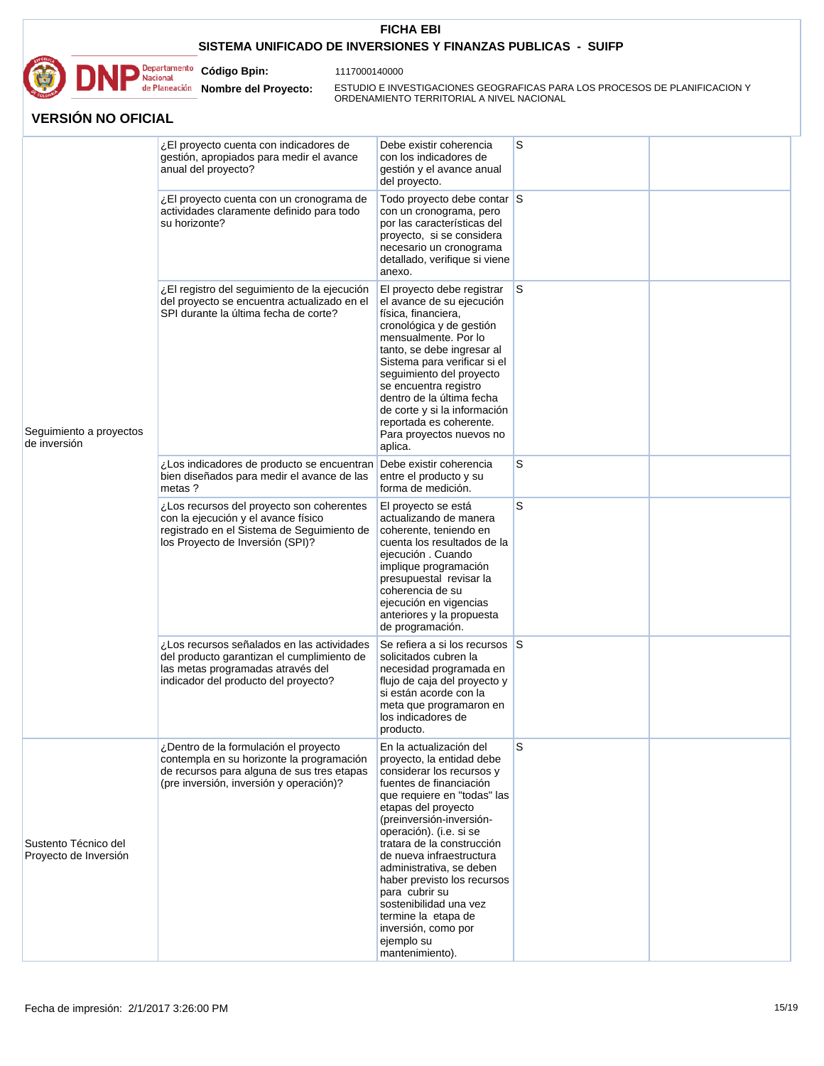## FICHA EBI

## SISTEMA UNIFICADO DE INVERSIONES Y FINANZAS PUBLICAS - SUIFP

**Código Bpin:** 1117000140000

**Nombre del Proyecto:** ESTUDIO E INVESTIGACIONES GEOGRAFICAS PARA LOS PROCESOS DE PLANIFICACION Y ORDENAMIENTO TERRITORIAL A NIVEL NACIONAL

## VERSIÓN NO OFICIAL

| | | | | |
|---|---|---|---|---|
| Seguimiento a proyectos de inversión | ¿El proyecto cuenta con indicadores de gestión, apropiados para medir el avance anual del proyecto? | Debe existir coherencia con los indicadores de gestión y el avance anual del proyecto. | S | |
| | ¿El proyecto cuenta con un cronograma de actividades claramente definido para todo su horizonte? | Todo proyecto debe contar con un cronograma, pero por las características del proyecto, si se considera necesario un cronograma detallado, verifique si viene anexo. | S | |
| | ¿El registro del seguimiento de la ejecución del proyecto se encuentra actualizado en el SPI durante la última fecha de corte? | El proyecto debe registrar el avance de su ejecución física, financiera, cronológica y de gestión mensualmente. Por lo tanto, se debe ingresar al Sistema para verificar si el seguimiento del proyecto se encuentra registro dentro de la última fecha de corte y si la información reportada es coherente. Para proyectos nuevos no aplica. | S | |
| | ¿Los indicadores de producto se encuentran bien diseñados para medir el avance de las metas ? | Debe existir coherencia entre el producto y su forma de medición. | S | |
| | ¿Los recursos del proyecto son coherentes con la ejecución y el avance físico registrado en el Sistema de Seguimiento de los Proyecto de Inversión (SPI)? | El proyecto se está actualizando de manera coherente, teniendo en cuenta los resultados de la ejecución . Cuando implique programación presupuestal revisar la coherencia de su ejecución en vigencias anteriores y la propuesta de programación. | S | |
| | ¿Los recursos señalados en las actividades del producto garantizan el cumplimiento de las metas programadas através del indicador del producto del proyecto? | Se refiera a si los recursos solicitados cubren la necesidad programada en flujo de caja del proyecto y si están acorde con la meta que programaron en los indicadores de producto. | S | |
| Sustento Técnico del Proyecto de Inversión | ¿Dentro de la formulación el proyecto contempla en su horizonte la programación de recursos para alguna de sus tres etapas (pre inversión, inversión y operación)? | En la actualización del proyecto, la entidad debe considerar los recursos y fuentes de financiación que requiere en "todas" las etapas del proyecto (preinversión-inversión-operación). (i.e. si se tratara de la construcción de nueva infraestructura administrativa, se deben haber previsto los recursos para cubrir su sostenibilidad una vez termine la etapa de inversión, como por ejemplo su mantenimiento). | S | |

Fecha de impresión: 2/1/2017 3:26:00 PM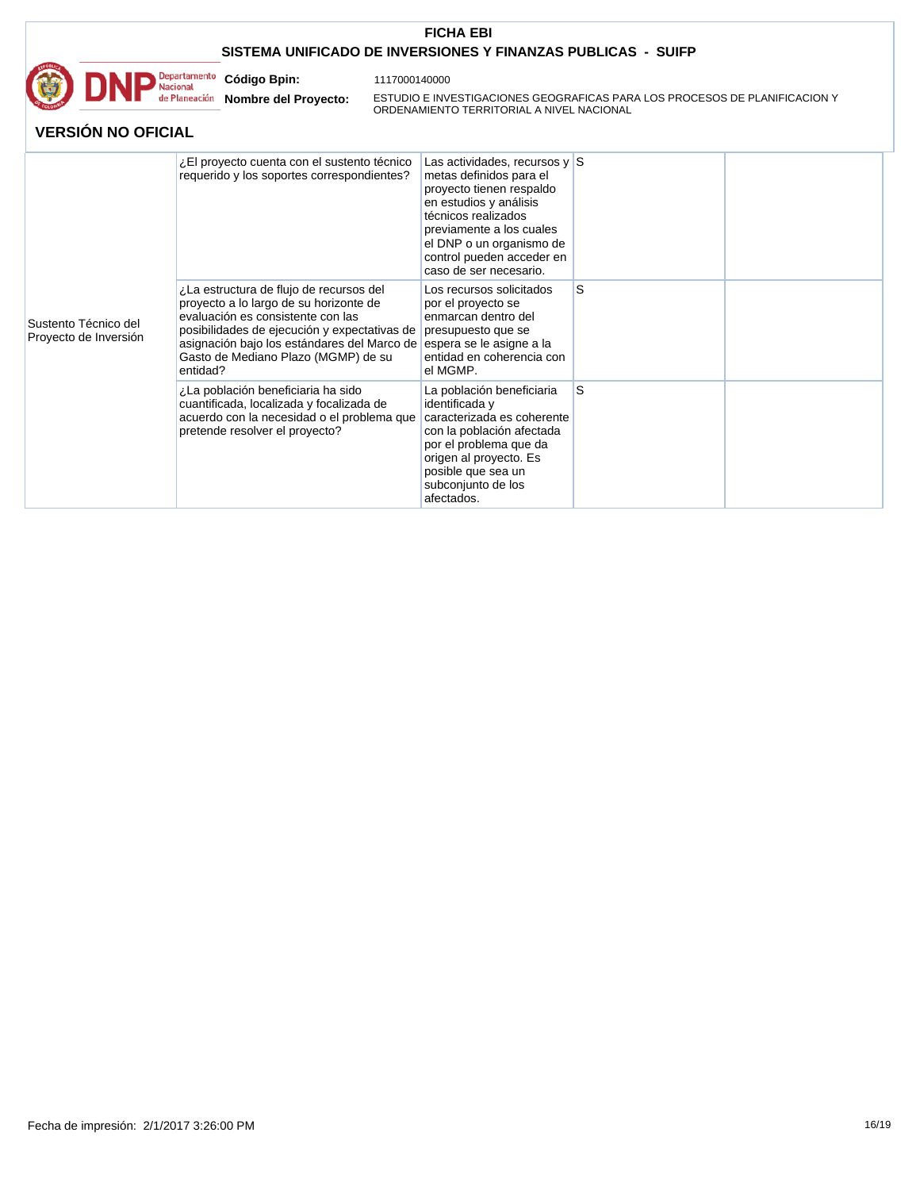# FICHA EBI

## SISTEMA UNIFICADO DE INVERSIONES Y FINANZAS PUBLICAS - SUIFP

**Código Bpin:** 1117000140000

**Nombre del Proyecto:** ESTUDIO E INVESTIGACIONES GEOGRAFICAS PARA LOS PROCESOS DE PLANIFICACION Y ORDENAMIENTO TERRITORIAL A NIVEL NACIONAL

## VERSIÓN NO OFICIAL

| | | | | |
|---|---|---|---|---|
| Sustento Técnico del Proyecto de Inversión | ¿El proyecto cuenta con el sustento técnico requerido y los soportes correspondientes? | Las actividades, recursos y metas definidos para el proyecto tienen respaldo en estudios y análisis técnicos realizados previamente a los cuales el DNP o un organismo de control pueden acceder en caso de ser necesario. | S | |
| | ¿La estructura de flujo de recursos del proyecto a lo largo de su horizonte de evaluación es consistente con las posibilidades de ejecución y expectativas de asignación bajo los estándares del Marco de Gasto de Mediano Plazo (MGMP) de su entidad? | Los recursos solicitados por el proyecto se enmarcan dentro del presupuesto que se espera se le asigne a la entidad en coherencia con el MGMP. | S | |
| | ¿La población beneficiaria ha sido cuantificada, localizada y focalizada de acuerdo con la necesidad o el problema que pretende resolver el proyecto? | La población beneficiaria identificada y caracterizada es coherente con la población afectada por el problema que da origen al proyecto. Es posible que sea un subconjunto de los afectados. | S | |

Fecha de impresión: 2/1/2017 3:26:00 PM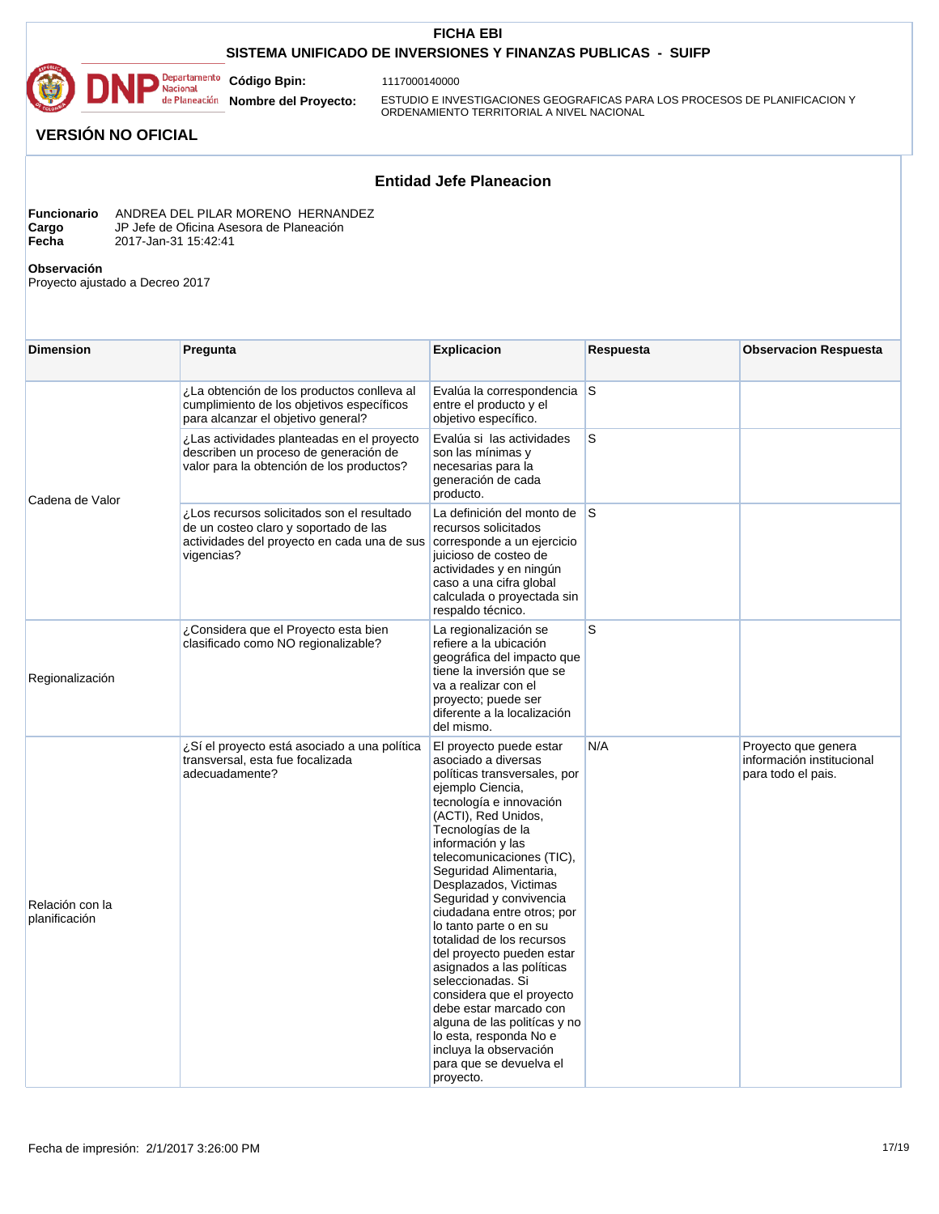**FICHA EBI**

**SISTEMA UNIFICADO DE INVERSIONES Y FINANZAS PUBLICAS - SUIFP**

**Código Bpin:** 1117000140000

**Nombre del Proyecto:** ESTUDIO E INVESTIGACIONES GEOGRAFICAS PARA LOS PROCESOS DE PLANIFICACION Y ORDENAMIENTO TERRITORIAL A NIVEL NACIONAL

## VERSIÓN NO OFICIAL

### Entidad Jefe Planeacion

**Funcionario** ANDREA DEL PILAR MORENO HERNANDEZ
**Cargo** JP Jefe de Oficina Asesora de Planeación
**Fecha** 2017-Jan-31 15:42:41

**Observación**
Proyecto ajustado a Decreo 2017

| Dimension | Pregunta | Explicacion | Respuesta | Observacion Respuesta |
|---|---|---|---|---|
| Cadena de Valor | ¿La obtención de los productos conlleva al cumplimiento de los objetivos específicos para alcanzar el objetivo general? | Evalúa la correspondencia entre el producto y el objetivo específico. | S | |
| | ¿Las actividades planteadas en el proyecto describen un proceso de generación de valor para la obtención de los productos? | Evalúa si las actividades son las mínimas y necesarias para la generación de cada producto. | S | |
| | ¿Los recursos solicitados son el resultado de un costeo claro y soportado de las actividades del proyecto en cada una de sus vigencias? | La definición del monto de recursos solicitados corresponde a un ejercicio juicioso de costeo de actividades y en ningún caso a una cifra global calculada o proyectada sin respaldo técnico. | S | |
| Regionalización | ¿Considera que el Proyecto esta bien clasificado como NO regionalizable? | La regionalización se refiere a la ubicación geográfica del impacto que tiene la inversión que se va a realizar con el proyecto; puede ser diferente a la localización del mismo. | S | |
| Relación con la planificación | ¿Sí el proyecto está asociado a una política transversal, esta fue focalizada adecuadamente? | El proyecto puede estar asociado a diversas políticas transversales, por ejemplo Ciencia, tecnología e innovación (ACTI), Red Unidos, Tecnologías de la información y las telecomunicaciones (TIC), Seguridad Alimentaria, Desplazados, Victimas Seguridad y convivencia ciudadana entre otros; por lo tanto parte o en su totalidad de los recursos del proyecto pueden estar asignados a las políticas seleccionadas. Si considera que el proyecto debe estar marcado con alguna de las políticas y no lo esta, responda No e incluya la observación para que se devuelva el proyecto. | N/A | Proyecto que genera información institucional para todo el pais. |

Fecha de impresión: 2/1/2017 3:26:00 PM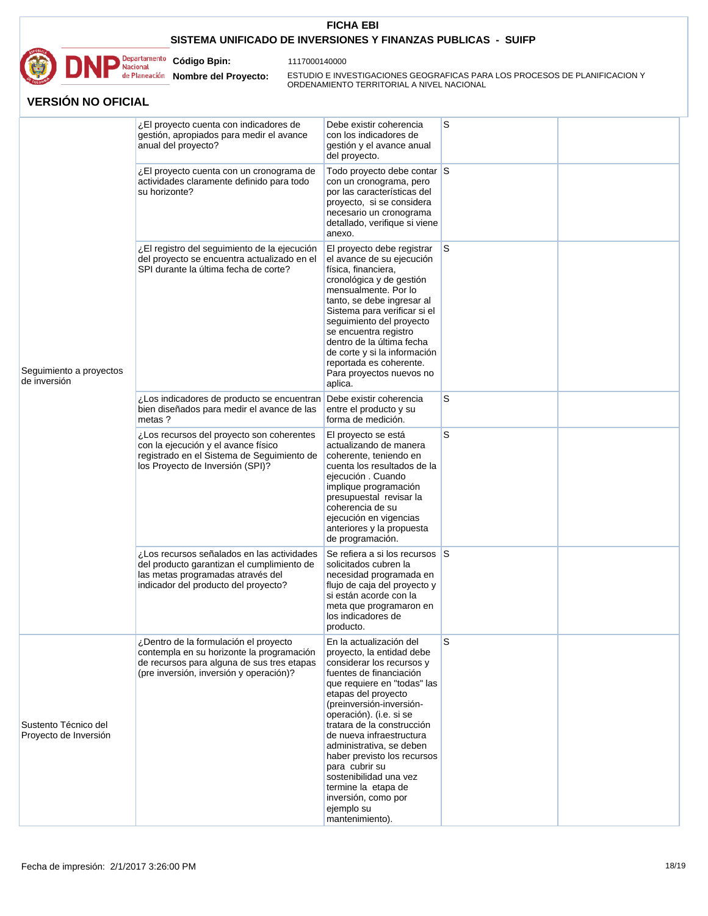# FICHA EBI

## SISTEMA UNIFICADO DE INVERSIONES Y FINANZAS PUBLICAS - SUIFP

**Código Bpin:** 1117000140000

**Nombre del Proyecto:** ESTUDIO E INVESTIGACIONES GEOGRAFICAS PARA LOS PROCESOS DE PLANIFICACION Y ORDENAMIENTO TERRITORIAL A NIVEL NACIONAL

## VERSIÓN NO OFICIAL

| | | | | |
|---|---|---|---|---|
| Seguimiento a proyectos de inversión | ¿El proyecto cuenta con indicadores de gestión, apropiados para medir el avance anual del proyecto? | Debe existir coherencia con los indicadores de gestión y el avance anual del proyecto. | S | |
| | ¿El proyecto cuenta con un cronograma de actividades claramente definido para todo su horizonte? | Todo proyecto debe contar con un cronograma, pero por las características del proyecto, si se considera necesario un cronograma detallado, verifique si viene anexo. | S | |
| | ¿El registro del seguimiento de la ejecución del proyecto se encuentra actualizado en el SPI durante la última fecha de corte? | El proyecto debe registrar el avance de su ejecución física, financiera, cronológica y de gestión mensualmente. Por lo tanto, se debe ingresar al Sistema para verificar si el seguimiento del proyecto se encuentra registro dentro de la última fecha de corte y si la información reportada es coherente. Para proyectos nuevos no aplica. | S | |
| | ¿Los indicadores de producto se encuentran bien diseñados para medir el avance de las metas ? | Debe existir coherencia entre el producto y su forma de medición. | S | |
| | ¿Los recursos del proyecto son coherentes con la ejecución y el avance físico registrado en el Sistema de Seguimiento de los Proyecto de Inversión (SPI)? | El proyecto se está actualizando de manera coherente, teniendo en cuenta los resultados de la ejecución . Cuando implique programación presupuestal revisar la coherencia de su ejecución en vigencias anteriores y la propuesta de programación. | S | |
| | ¿Los recursos señalados en las actividades del producto garantizan el cumplimiento de las metas programadas através del indicador del producto del proyecto? | Se refiera a si los recursos solicitados cubren la necesidad programada en flujo de caja del proyecto y si están acorde con la meta que programaron en los indicadores de producto. | S | |
| Sustento Técnico del Proyecto de Inversión | ¿Dentro de la formulación el proyecto contempla en su horizonte la programación de recursos para alguna de sus tres etapas (pre inversión, inversión y operación)? | En la actualización del proyecto, la entidad debe considerar los recursos y fuentes de financiación que requiere en "todas" las etapas del proyecto (preinversión-inversión-operación). (i.e. si se tratara de la construcción de nueva infraestructura administrativa, se deben haber previsto los recursos para cubrir su sostenibilidad una vez termine la etapa de inversión, como por ejemplo su mantenimiento). | S | |

Fecha de impresión: 2/1/2017 3:26:00 PM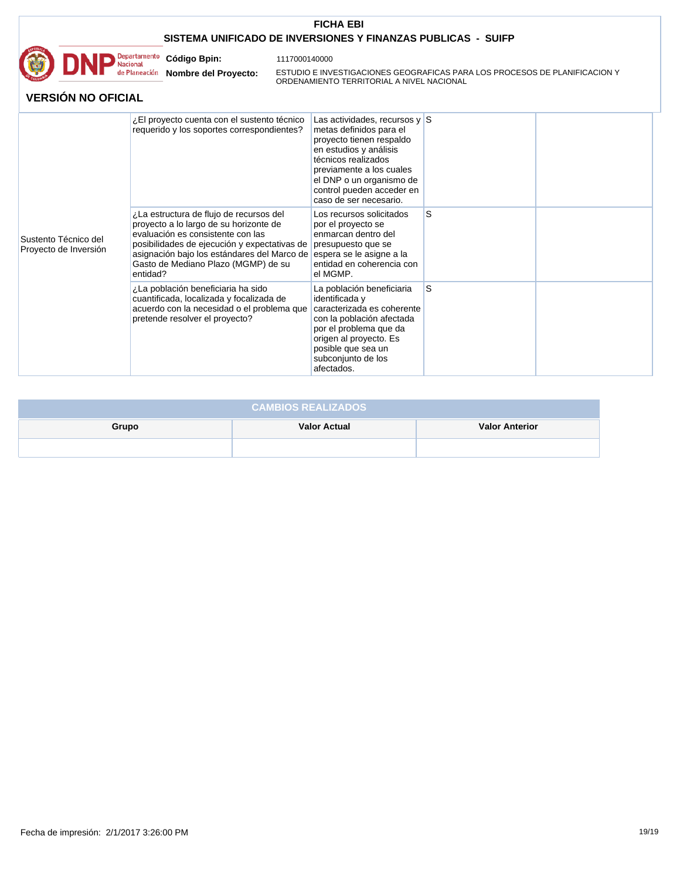| | | | | |
|---|---|---|---|---|
| Sustento Técnico del Proyecto de Inversión | ¿El proyecto cuenta con el sustento técnico requerido y los soportes correspondientes? | Las actividades, recursos y metas definidos para el proyecto tienen respaldo en estudios y análisis técnicos realizados previamente a los cuales el DNP o un organismo de control pueden acceder en caso de ser necesario. | S | |
| | ¿La estructura de flujo de recursos del proyecto a lo largo de su horizonte de evaluación es consistente con las posibilidades de ejecución y expectativas de asignación bajo los estándares del Marco de Gasto de Mediano Plazo (MGMP) de su entidad? | Los recursos solicitados por el proyecto se enmarcan dentro del presupuesto que se espera se le asigne a la entidad en coherencia con el MGMP. | S | |
| | ¿La población beneficiaria ha sido cuantificada, localizada y focalizada de acuerdo con la necesidad o el problema que pretende resolver el proyecto? | La población beneficiaria identificada y caracterizada es coherente con la población afectada por el problema que da origen al proyecto. Es posible que sea un subconjunto de los afectados. | S | |

## CAMBIOS REALIZADOS

| Grupo | Valor Actual | Valor Anterior |
|---|---|---|
| | | |